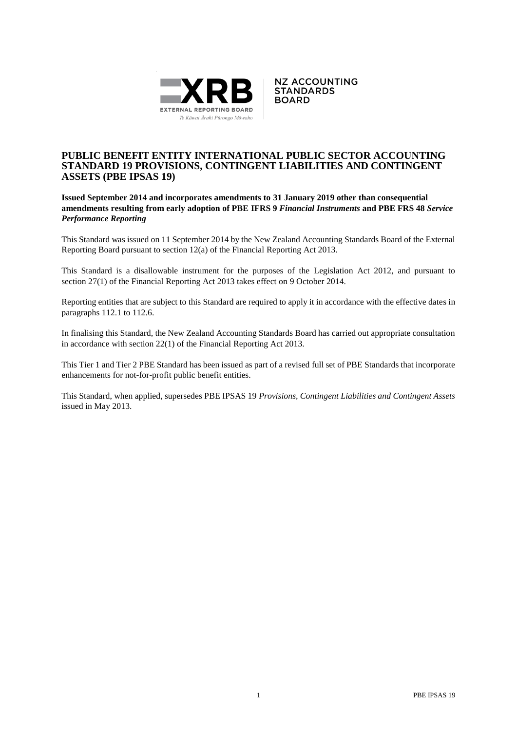# PUBLIC BENEFIT ENTITY INTERNATIONAL PUBLIC SECTOR ACCOUNTING STANDARD 19 PROVISIONS, CONTINGENT LIABILITIES AND CONTINGENT ASSETS (PBE IPSAS 19)

**Issued September 2014 and incorporates amendments to 31 January 2019 other than consequential amendments resulting from early adoption of PBE IFRS 9 *Financial Instruments* and PBE FRS 48 *Service Performance Reporting***

This Standard was issued on 11 September 2014 by the New Zealand Accounting Standards Board of the External Reporting Board pursuant to section 12(a) of the Financial Reporting Act 2013.

This Standard is a disallowable instrument for the purposes of the Legislation Act 2012, and pursuant to section 27(1) of the Financial Reporting Act 2013 takes effect on 9 October 2014.

Reporting entities that are subject to this Standard are required to apply it in accordance with the effective dates in paragraphs 112.1 to 112.6.

In finalising this Standard, the New Zealand Accounting Standards Board has carried out appropriate consultation in accordance with section 22(1) of the Financial Reporting Act 2013.

This Tier 1 and Tier 2 PBE Standard has been issued as part of a revised full set of PBE Standards that incorporate enhancements for not-for-profit public benefit entities.

This Standard, when applied, supersedes PBE IPSAS 19 *Provisions, Contingent Liabilities and Contingent Assets* issued in May 2013.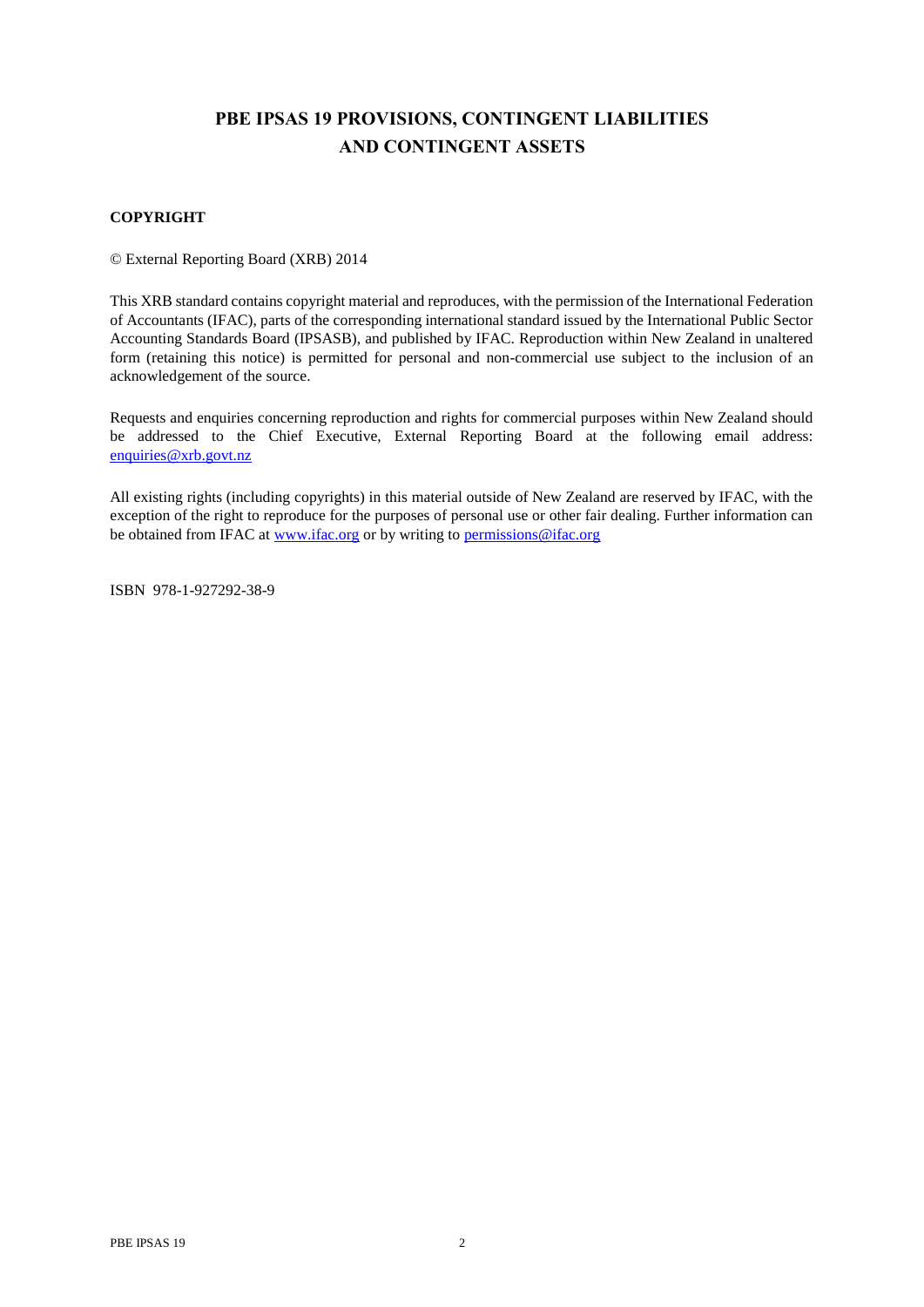# PBE IPSAS 19 PROVISIONS, CONTINGENT LIABILITIES AND CONTINGENT ASSETS

**COPYRIGHT**

© External Reporting Board (XRB) 2014

This XRB standard contains copyright material and reproduces, with the permission of the International Federation of Accountants (IFAC), parts of the corresponding international standard issued by the International Public Sector Accounting Standards Board (IPSASB), and published by IFAC. Reproduction within New Zealand in unaltered form (retaining this notice) is permitted for personal and non-commercial use subject to the inclusion of an acknowledgement of the source.

Requests and enquiries concerning reproduction and rights for commercial purposes within New Zealand should be addressed to the Chief Executive, External Reporting Board at the following email address: enquiries@xrb.govt.nz

All existing rights (including copyrights) in this material outside of New Zealand are reserved by IFAC, with the exception of the right to reproduce for the purposes of personal use or other fair dealing. Further information can be obtained from IFAC at www.ifac.org or by writing to permissions@ifac.org

ISBN 978-1-927292-38-9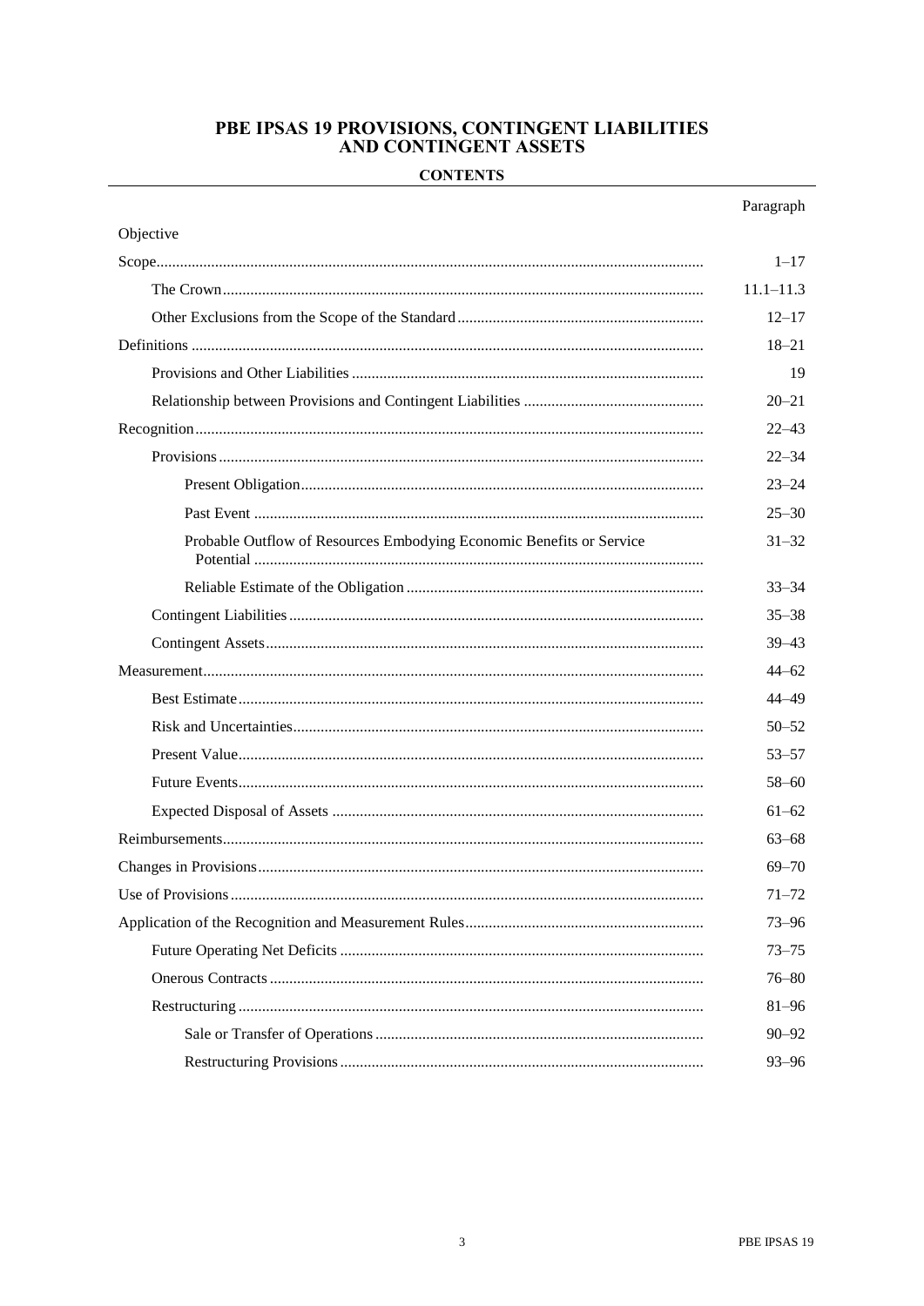# PBE IPSAS 19 PROVISIONS, CONTINGENT LIABILITIES AND CONTINGENT ASSETS

## CONTENTS

| | Paragraph |
|---|---|
| Objective | |
| Scope | 1–17 |
| The Crown | 11.1–11.3 |
| Other Exclusions from the Scope of the Standard | 12–17 |
| Definitions | 18–21 |
| Provisions and Other Liabilities | 19 |
| Relationship between Provisions and Contingent Liabilities | 20–21 |
| Recognition | 22–43 |
| Provisions | 22–34 |
| Present Obligation | 23–24 |
| Past Event | 25–30 |
| Probable Outflow of Resources Embodying Economic Benefits or Service Potential | 31–32 |
| Reliable Estimate of the Obligation | 33–34 |
| Contingent Liabilities | 35–38 |
| Contingent Assets | 39–43 |
| Measurement | 44–62 |
| Best Estimate | 44–49 |
| Risk and Uncertainties | 50–52 |
| Present Value | 53–57 |
| Future Events | 58–60 |
| Expected Disposal of Assets | 61–62 |
| Reimbursements | 63–68 |
| Changes in Provisions | 69–70 |
| Use of Provisions | 71–72 |
| Application of the Recognition and Measurement Rules | 73–96 |
| Future Operating Net Deficits | 73–75 |
| Onerous Contracts | 76–80 |
| Restructuring | 81–96 |
| Sale or Transfer of Operations | 90–92 |
| Restructuring Provisions | 93–96 |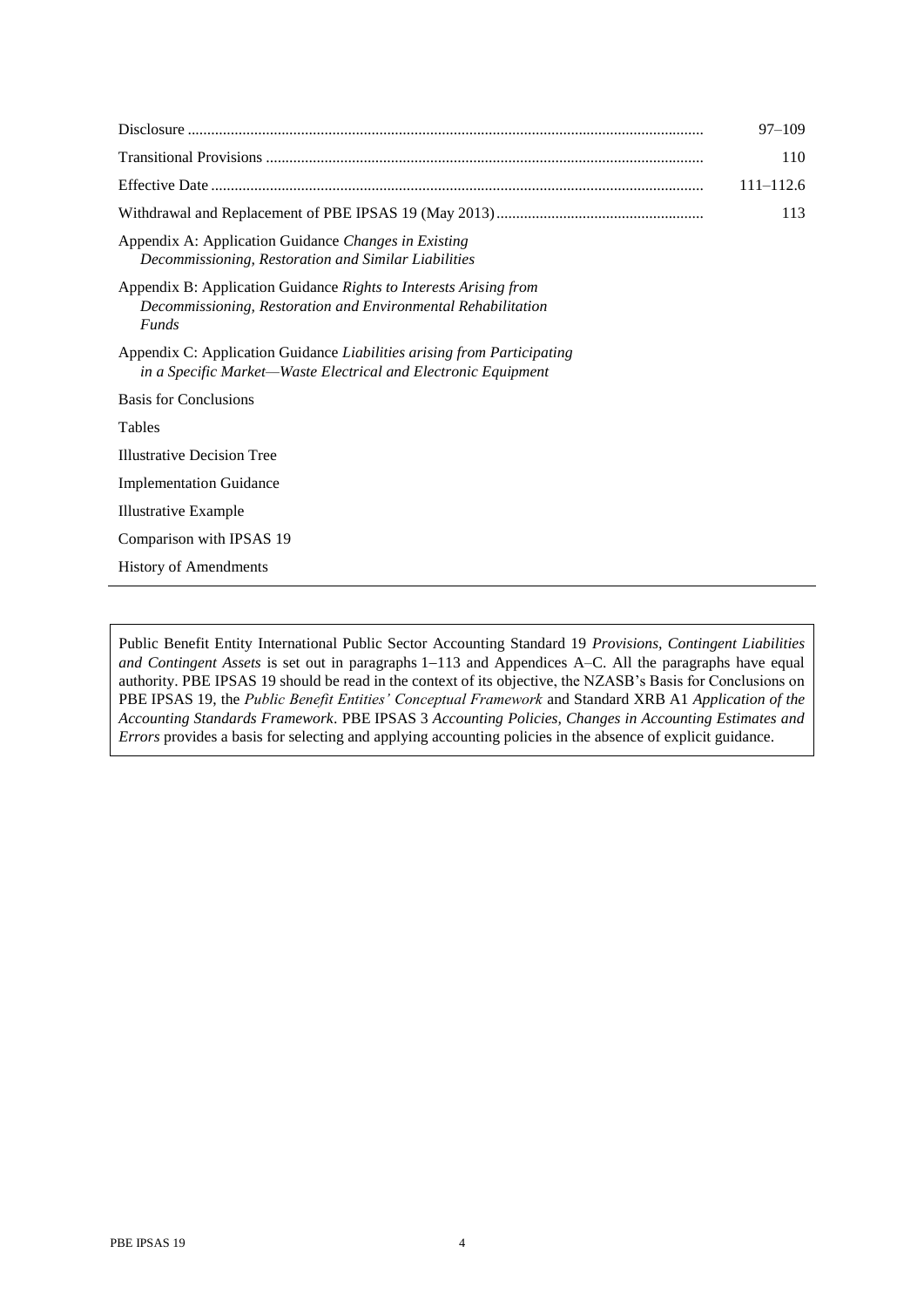| | |
|---|---|
| Disclosure | 97–109 |
| Transitional Provisions | 110 |
| Effective Date | 111–112.6 |
| Withdrawal and Replacement of PBE IPSAS 19 (May 2013) | 113 |
| Appendix A: Application Guidance *Changes in Existing Decommissioning, Restoration and Similar Liabilities* | |
| Appendix B: Application Guidance *Rights to Interests Arising from Decommissioning, Restoration and Environmental Rehabilitation Funds* | |
| Appendix C: Application Guidance *Liabilities arising from Participating in a Specific Market—Waste Electrical and Electronic Equipment* | |
| Basis for Conclusions | |
| Tables | |
| Illustrative Decision Tree | |
| Implementation Guidance | |
| Illustrative Example | |
| Comparison with IPSAS 19 | |
| History of Amendments | |

Public Benefit Entity International Public Sector Accounting Standard 19 *Provisions, Contingent Liabilities and Contingent Assets* is set out in paragraphs 1–113 and Appendices A–C. All the paragraphs have equal authority. PBE IPSAS 19 should be read in the context of its objective, the NZASB's Basis for Conclusions on PBE IPSAS 19, the *Public Benefit Entities' Conceptual Framework* and Standard XRB A1 *Application of the Accounting Standards Framework*. PBE IPSAS 3 *Accounting Policies, Changes in Accounting Estimates and Errors* provides a basis for selecting and applying accounting policies in the absence of explicit guidance.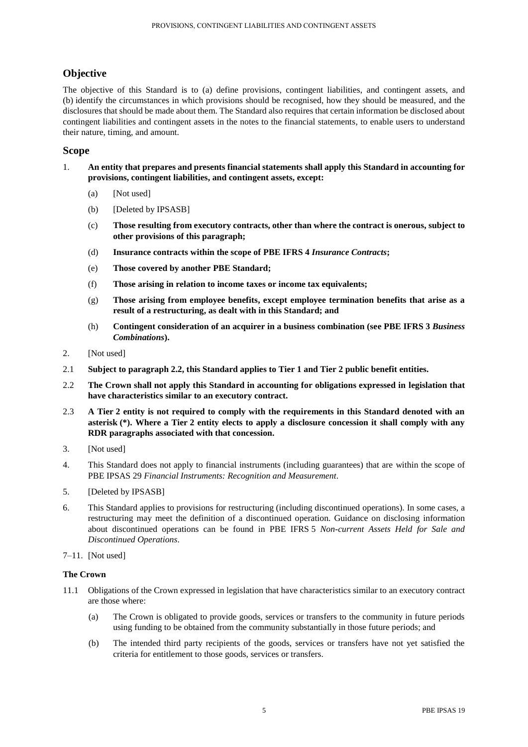## Objective

The objective of this Standard is to (a) define provisions, contingent liabilities, and contingent assets, and (b) identify the circumstances in which provisions should be recognised, how they should be measured, and the disclosures that should be made about them. The Standard also requires that certain information be disclosed about contingent liabilities and contingent assets in the notes to the financial statements, to enable users to understand their nature, timing, and amount.

## Scope

1. **An entity that prepares and presents financial statements shall apply this Standard in accounting for provisions, contingent liabilities, and contingent assets, except:**

   (a) [Not used]

   (b) [Deleted by IPSASB]

   (c) **Those resulting from executory contracts, other than where the contract is onerous, subject to other provisions of this paragraph;**

   (d) **Insurance contracts within the scope of PBE IFRS 4 *Insurance Contracts*;**

   (e) **Those covered by another PBE Standard;**

   (f) **Those arising in relation to income taxes or income tax equivalents;**

   (g) **Those arising from employee benefits, except employee termination benefits that arise as a result of a restructuring, as dealt with in this Standard; and**

   (h) **Contingent consideration of an acquirer in a business combination (see PBE IFRS 3 *Business Combinations*).**

2. [Not used]

2.1 **Subject to paragraph 2.2, this Standard applies to Tier 1 and Tier 2 public benefit entities.**

2.2 **The Crown shall not apply this Standard in accounting for obligations expressed in legislation that have characteristics similar to an executory contract.**

2.3 **A Tier 2 entity is not required to comply with the requirements in this Standard denoted with an asterisk (*). Where a Tier 2 entity elects to apply a disclosure concession it shall comply with any RDR paragraphs associated with that concession.**

3. [Not used]

4. This Standard does not apply to financial instruments (including guarantees) that are within the scope of PBE IPSAS 29 *Financial Instruments: Recognition and Measurement*.

5. [Deleted by IPSASB]

6. This Standard applies to provisions for restructuring (including discontinued operations). In some cases, a restructuring may meet the definition of a discontinued operation. Guidance on disclosing information about discontinued operations can be found in PBE IFRS 5 *Non-current Assets Held for Sale and Discontinued Operations*.

7–11. [Not used]

### The Crown

11.1 Obligations of the Crown expressed in legislation that have characteristics similar to an executory contract are those where:

   (a) The Crown is obligated to provide goods, services or transfers to the community in future periods using funding to be obtained from the community substantially in those future periods; and

   (b) The intended third party recipients of the goods, services or transfers have not yet satisfied the criteria for entitlement to those goods, services or transfers.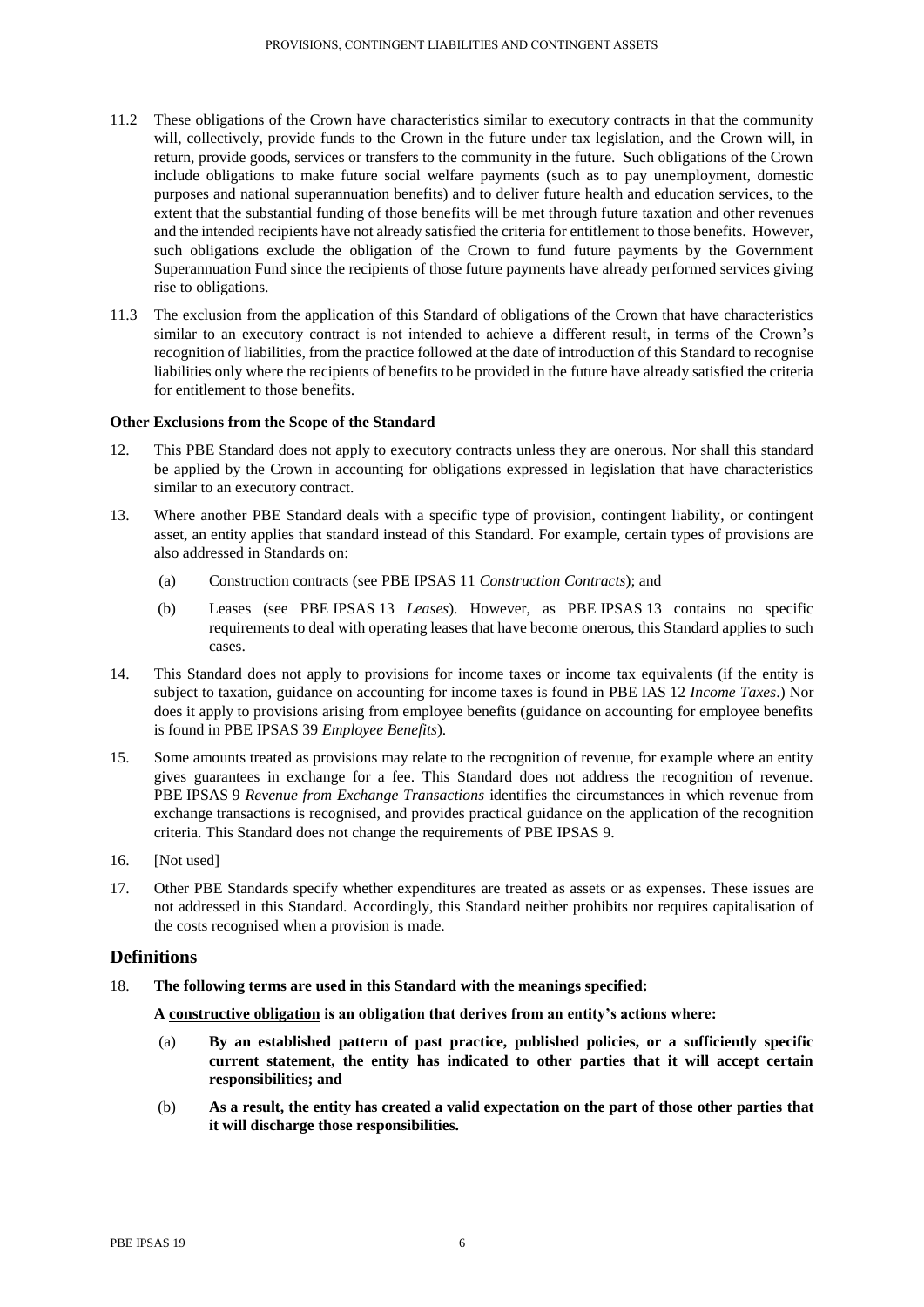11.2 These obligations of the Crown have characteristics similar to executory contracts in that the community will, collectively, provide funds to the Crown in the future under tax legislation, and the Crown will, in return, provide goods, services or transfers to the community in the future. Such obligations of the Crown include obligations to make future social welfare payments (such as to pay unemployment, domestic purposes and national superannuation benefits) and to deliver future health and education services, to the extent that the substantial funding of those benefits will be met through future taxation and other revenues and the intended recipients have not already satisfied the criteria for entitlement to those benefits. However, such obligations exclude the obligation of the Crown to fund future payments by the Government Superannuation Fund since the recipients of those future payments have already performed services giving rise to obligations.

11.3 The exclusion from the application of this Standard of obligations of the Crown that have characteristics similar to an executory contract is not intended to achieve a different result, in terms of the Crown's recognition of liabilities, from the practice followed at the date of introduction of this Standard to recognise liabilities only where the recipients of benefits to be provided in the future have already satisfied the criteria for entitlement to those benefits.

### Other Exclusions from the Scope of the Standard

12. This PBE Standard does not apply to executory contracts unless they are onerous. Nor shall this standard be applied by the Crown in accounting for obligations expressed in legislation that have characteristics similar to an executory contract.

13. Where another PBE Standard deals with a specific type of provision, contingent liability, or contingent asset, an entity applies that standard instead of this Standard. For example, certain types of provisions are also addressed in Standards on:

    (a) Construction contracts (see PBE IPSAS 11 *Construction Contracts*); and

    (b) Leases (see PBE IPSAS 13 *Leases*). However, as PBE IPSAS 13 contains no specific requirements to deal with operating leases that have become onerous, this Standard applies to such cases.

14. This Standard does not apply to provisions for income taxes or income tax equivalents (if the entity is subject to taxation, guidance on accounting for income taxes is found in PBE IAS 12 *Income Taxes*.) Nor does it apply to provisions arising from employee benefits (guidance on accounting for employee benefits is found in PBE IPSAS 39 *Employee Benefits*).

15. Some amounts treated as provisions may relate to the recognition of revenue, for example where an entity gives guarantees in exchange for a fee. This Standard does not address the recognition of revenue. PBE IPSAS 9 *Revenue from Exchange Transactions* identifies the circumstances in which revenue from exchange transactions is recognised, and provides practical guidance on the application of the recognition criteria. This Standard does not change the requirements of PBE IPSAS 9.

16. [Not used]

17. Other PBE Standards specify whether expenditures are treated as assets or as expenses. These issues are not addressed in this Standard. Accordingly, this Standard neither prohibits nor requires capitalisation of the costs recognised when a provision is made.

## Definitions

18. **The following terms are used in this Standard with the meanings specified:**

    **A <u>constructive obligation</u> is an obligation that derives from an entity's actions where:**

    (a) **By an established pattern of past practice, published policies, or a sufficiently specific current statement, the entity has indicated to other parties that it will accept certain responsibilities; and**

    (b) **As a result, the entity has created a valid expectation on the part of those other parties that it will discharge those responsibilities.**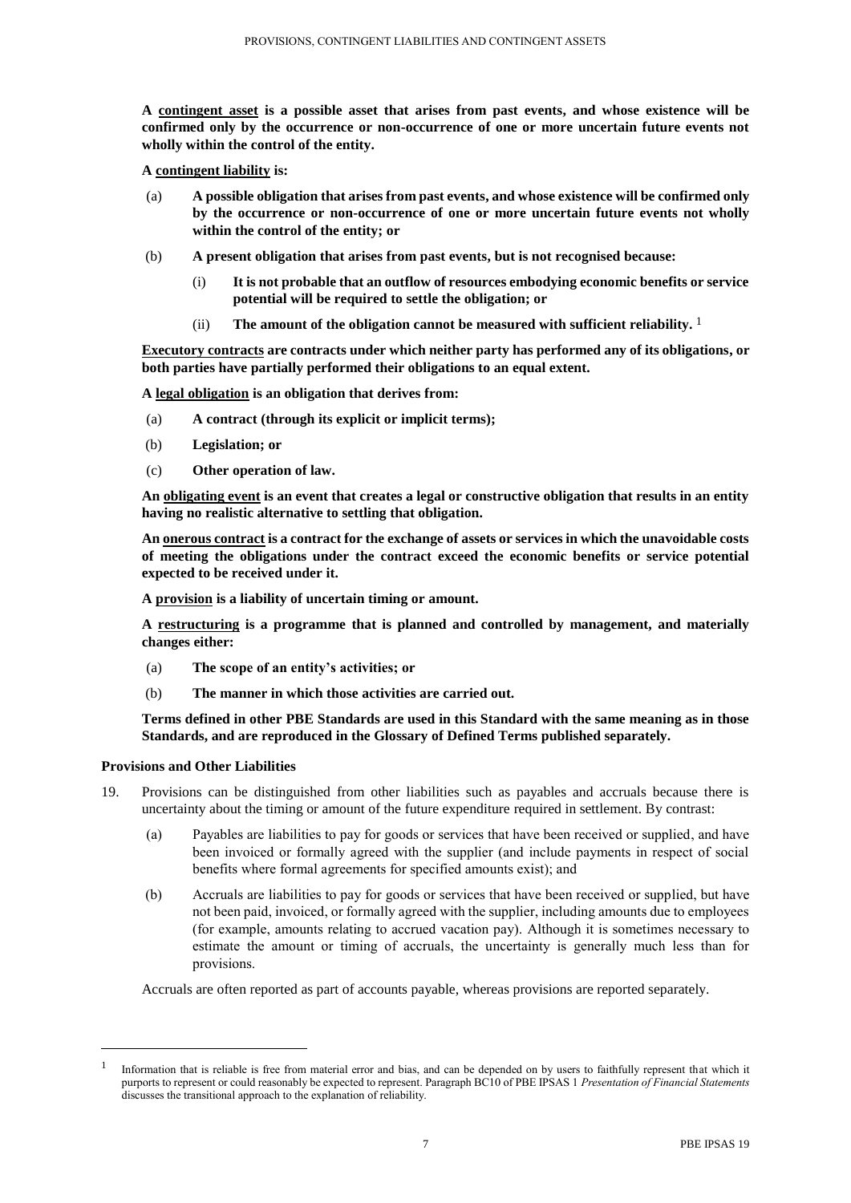**A <u>contingent asset</u> is a possible asset that arises from past events, and whose existence will be confirmed only by the occurrence or non-occurrence of one or more uncertain future events not wholly within the control of the entity.**

**A <u>contingent liability</u> is:**

(a) **A possible obligation that arises from past events, and whose existence will be confirmed only by the occurrence or non-occurrence of one or more uncertain future events not wholly within the control of the entity; or**

(b) **A present obligation that arises from past events, but is not recognised because:**

  (i) **It is not probable that an outflow of resources embodying economic benefits or service potential will be required to settle the obligation; or**

  (ii) **The amount of the obligation cannot be measured with sufficient reliability.** [1]

**<u>Executory contracts</u> are contracts under which neither party has performed any of its obligations, or both parties have partially performed their obligations to an equal extent.**

**A <u>legal obligation</u> is an obligation that derives from:**

(a) **A contract (through its explicit or implicit terms);**

(b) **Legislation; or**

(c) **Other operation of law.**

**An <u>obligating event</u> is an event that creates a legal or constructive obligation that results in an entity having no realistic alternative to settling that obligation.**

**An <u>onerous contract</u> is a contract for the exchange of assets or services in which the unavoidable costs of meeting the obligations under the contract exceed the economic benefits or service potential expected to be received under it.**

**A <u>provision</u> is a liability of uncertain timing or amount.**

**A <u>restructuring</u> is a programme that is planned and controlled by management, and materially changes either:**

(a) **The scope of an entity's activities; or**

(b) **The manner in which those activities are carried out.**

**Terms defined in other PBE Standards are used in this Standard with the same meaning as in those Standards, and are reproduced in the Glossary of Defined Terms published separately.**

### Provisions and Other Liabilities

19. Provisions can be distinguished from other liabilities such as payables and accruals because there is uncertainty about the timing or amount of the future expenditure required in settlement. By contrast:

    (a) Payables are liabilities to pay for goods or services that have been received or supplied, and have been invoiced or formally agreed with the supplier (and include payments in respect of social benefits where formal agreements for specified amounts exist); and

    (b) Accruals are liabilities to pay for goods or services that have been received or supplied, but have not been paid, invoiced, or formally agreed with the supplier, including amounts due to employees (for example, amounts relating to accrued vacation pay). Although it is sometimes necessary to estimate the amount or timing of accruals, the uncertainty is generally much less than for provisions.

    Accruals are often reported as part of accounts payable, whereas provisions are reported separately.

---

[1] Information that is reliable is free from material error and bias, and can be depended on by users to faithfully represent that which it purports to represent or could reasonably be expected to represent. Paragraph BC10 of PBE IPSAS 1 *Presentation of Financial Statements* discusses the transitional approach to the explanation of reliability.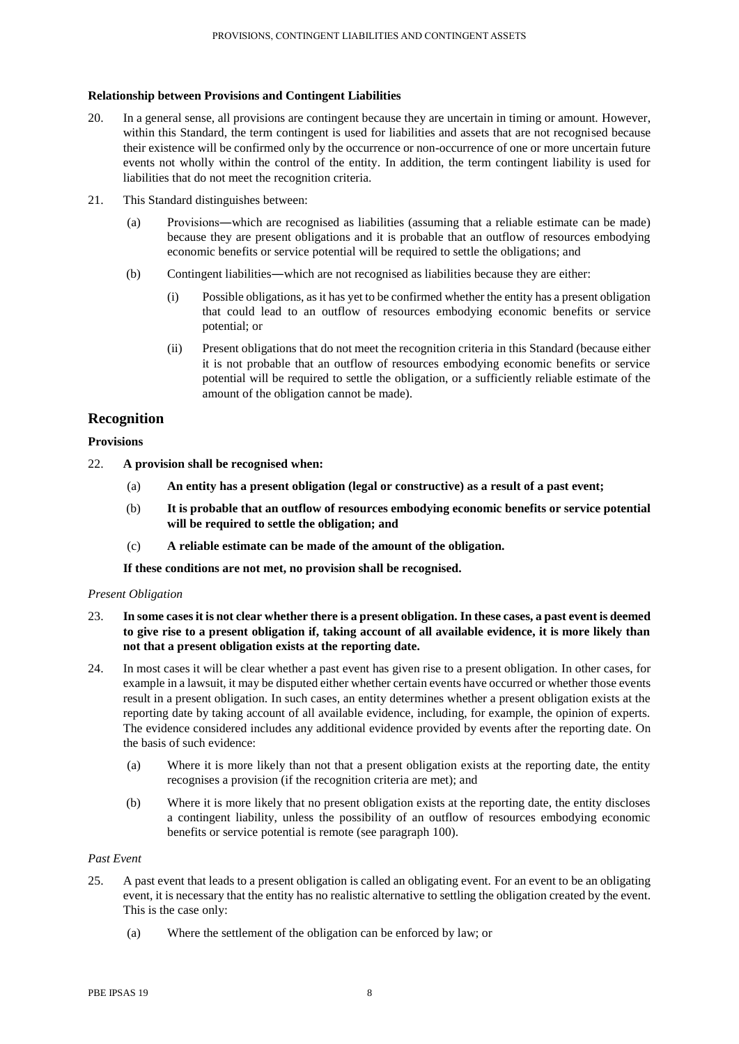**Relationship between Provisions and Contingent Liabilities**

20. In a general sense, all provisions are contingent because they are uncertain in timing or amount. However, within this Standard, the term contingent is used for liabilities and assets that are not recognised because their existence will be confirmed only by the occurrence or non-occurrence of one or more uncertain future events not wholly within the control of the entity. In addition, the term contingent liability is used for liabilities that do not meet the recognition criteria.

21. This Standard distinguishes between:

    (a) Provisions―which are recognised as liabilities (assuming that a reliable estimate can be made) because they are present obligations and it is probable that an outflow of resources embodying economic benefits or service potential will be required to settle the obligations; and

    (b) Contingent liabilities―which are not recognised as liabilities because they are either:

        (i) Possible obligations, as it has yet to be confirmed whether the entity has a present obligation that could lead to an outflow of resources embodying economic benefits or service potential; or

        (ii) Present obligations that do not meet the recognition criteria in this Standard (because either it is not probable that an outflow of resources embodying economic benefits or service potential will be required to settle the obligation, or a sufficiently reliable estimate of the amount of the obligation cannot be made).

## Recognition

**Provisions**

22. **A provision shall be recognised when:**

    (a) **An entity has a present obligation (legal or constructive) as a result of a past event;**

    (b) **It is probable that an outflow of resources embodying economic benefits or service potential will be required to settle the obligation; and**

    (c) **A reliable estimate can be made of the amount of the obligation.**

    **If these conditions are not met, no provision shall be recognised.**

*Present Obligation*

23. **In some cases it is not clear whether there is a present obligation. In these cases, a past event is deemed to give rise to a present obligation if, taking account of all available evidence, it is more likely than not that a present obligation exists at the reporting date.**

24. In most cases it will be clear whether a past event has given rise to a present obligation. In other cases, for example in a lawsuit, it may be disputed either whether certain events have occurred or whether those events result in a present obligation. In such cases, an entity determines whether a present obligation exists at the reporting date by taking account of all available evidence, including, for example, the opinion of experts. The evidence considered includes any additional evidence provided by events after the reporting date. On the basis of such evidence:

    (a) Where it is more likely than not that a present obligation exists at the reporting date, the entity recognises a provision (if the recognition criteria are met); and

    (b) Where it is more likely that no present obligation exists at the reporting date, the entity discloses a contingent liability, unless the possibility of an outflow of resources embodying economic benefits or service potential is remote (see paragraph 100).

*Past Event*

25. A past event that leads to a present obligation is called an obligating event. For an event to be an obligating event, it is necessary that the entity has no realistic alternative to settling the obligation created by the event. This is the case only:

    (a) Where the settlement of the obligation can be enforced by law; or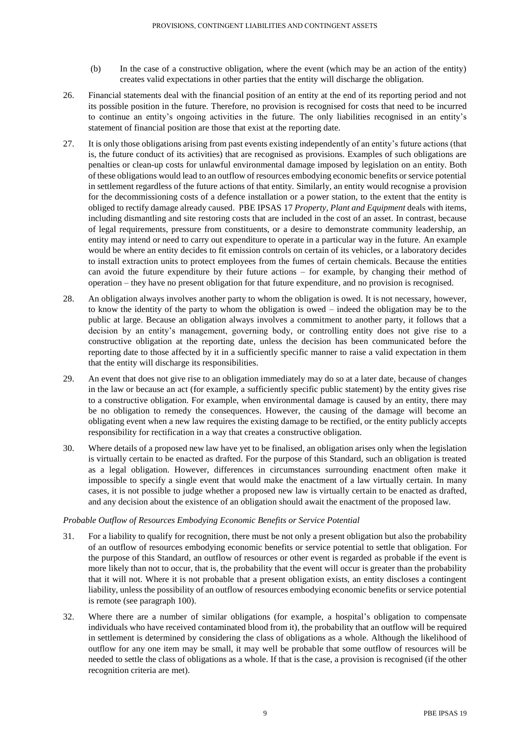(b) In the case of a constructive obligation, where the event (which may be an action of the entity) creates valid expectations in other parties that the entity will discharge the obligation.

26. Financial statements deal with the financial position of an entity at the end of its reporting period and not its possible position in the future. Therefore, no provision is recognised for costs that need to be incurred to continue an entity's ongoing activities in the future. The only liabilities recognised in an entity's statement of financial position are those that exist at the reporting date.

27. It is only those obligations arising from past events existing independently of an entity's future actions (that is, the future conduct of its activities) that are recognised as provisions. Examples of such obligations are penalties or clean-up costs for unlawful environmental damage imposed by legislation on an entity. Both of these obligations would lead to an outflow of resources embodying economic benefits or service potential in settlement regardless of the future actions of that entity. Similarly, an entity would recognise a provision for the decommissioning costs of a defence installation or a power station, to the extent that the entity is obliged to rectify damage already caused. PBE IPSAS 17 *Property, Plant and Equipment* deals with items, including dismantling and site restoring costs that are included in the cost of an asset. In contrast, because of legal requirements, pressure from constituents, or a desire to demonstrate community leadership, an entity may intend or need to carry out expenditure to operate in a particular way in the future. An example would be where an entity decides to fit emission controls on certain of its vehicles, or a laboratory decides to install extraction units to protect employees from the fumes of certain chemicals. Because the entities can avoid the future expenditure by their future actions – for example, by changing their method of operation – they have no present obligation for that future expenditure, and no provision is recognised.

28. An obligation always involves another party to whom the obligation is owed. It is not necessary, however, to know the identity of the party to whom the obligation is owed – indeed the obligation may be to the public at large. Because an obligation always involves a commitment to another party, it follows that a decision by an entity's management, governing body, or controlling entity does not give rise to a constructive obligation at the reporting date, unless the decision has been communicated before the reporting date to those affected by it in a sufficiently specific manner to raise a valid expectation in them that the entity will discharge its responsibilities.

29. An event that does not give rise to an obligation immediately may do so at a later date, because of changes in the law or because an act (for example, a sufficiently specific public statement) by the entity gives rise to a constructive obligation. For example, when environmental damage is caused by an entity, there may be no obligation to remedy the consequences. However, the causing of the damage will become an obligating event when a new law requires the existing damage to be rectified, or the entity publicly accepts responsibility for rectification in a way that creates a constructive obligation.

30. Where details of a proposed new law have yet to be finalised, an obligation arises only when the legislation is virtually certain to be enacted as drafted. For the purpose of this Standard, such an obligation is treated as a legal obligation. However, differences in circumstances surrounding enactment often make it impossible to specify a single event that would make the enactment of a law virtually certain. In many cases, it is not possible to judge whether a proposed new law is virtually certain to be enacted as drafted, and any decision about the existence of an obligation should await the enactment of the proposed law.

*Probable Outflow of Resources Embodying Economic Benefits or Service Potential*

31. For a liability to qualify for recognition, there must be not only a present obligation but also the probability of an outflow of resources embodying economic benefits or service potential to settle that obligation. For the purpose of this Standard, an outflow of resources or other event is regarded as probable if the event is more likely than not to occur, that is, the probability that the event will occur is greater than the probability that it will not. Where it is not probable that a present obligation exists, an entity discloses a contingent liability, unless the possibility of an outflow of resources embodying economic benefits or service potential is remote (see paragraph 100).

32. Where there are a number of similar obligations (for example, a hospital's obligation to compensate individuals who have received contaminated blood from it), the probability that an outflow will be required in settlement is determined by considering the class of obligations as a whole. Although the likelihood of outflow for any one item may be small, it may well be probable that some outflow of resources will be needed to settle the class of obligations as a whole. If that is the case, a provision is recognised (if the other recognition criteria are met).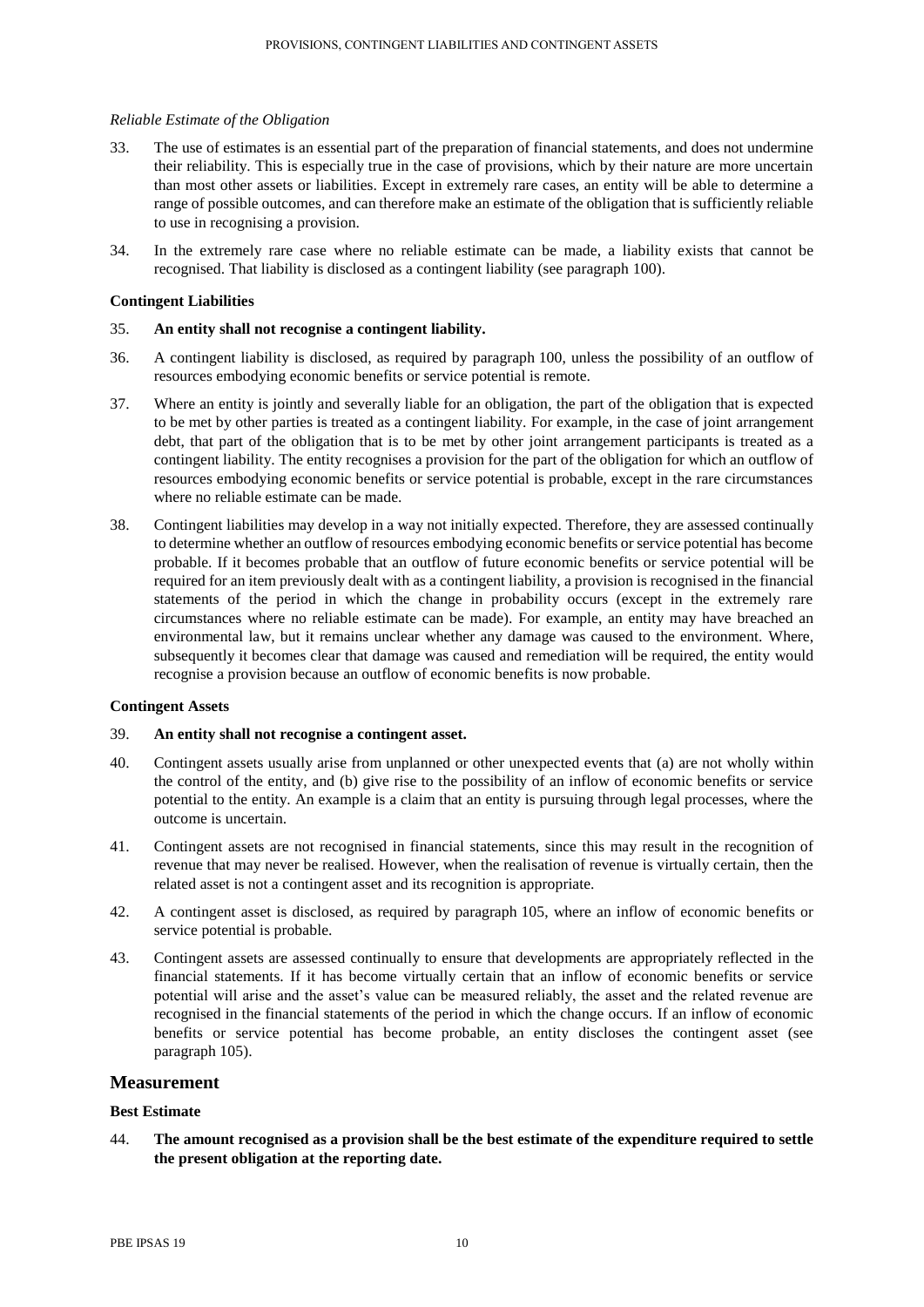*Reliable Estimate of the Obligation*

33. The use of estimates is an essential part of the preparation of financial statements, and does not undermine their reliability. This is especially true in the case of provisions, which by their nature are more uncertain than most other assets or liabilities. Except in extremely rare cases, an entity will be able to determine a range of possible outcomes, and can therefore make an estimate of the obligation that is sufficiently reliable to use in recognising a provision.

34. In the extremely rare case where no reliable estimate can be made, a liability exists that cannot be recognised. That liability is disclosed as a contingent liability (see paragraph 100).

**Contingent Liabilities**

35. **An entity shall not recognise a contingent liability.**

36. A contingent liability is disclosed, as required by paragraph 100, unless the possibility of an outflow of resources embodying economic benefits or service potential is remote.

37. Where an entity is jointly and severally liable for an obligation, the part of the obligation that is expected to be met by other parties is treated as a contingent liability. For example, in the case of joint arrangement debt, that part of the obligation that is to be met by other joint arrangement participants is treated as a contingent liability. The entity recognises a provision for the part of the obligation for which an outflow of resources embodying economic benefits or service potential is probable, except in the rare circumstances where no reliable estimate can be made.

38. Contingent liabilities may develop in a way not initially expected. Therefore, they are assessed continually to determine whether an outflow of resources embodying economic benefits or service potential has become probable. If it becomes probable that an outflow of future economic benefits or service potential will be required for an item previously dealt with as a contingent liability, a provision is recognised in the financial statements of the period in which the change in probability occurs (except in the extremely rare circumstances where no reliable estimate can be made). For example, an entity may have breached an environmental law, but it remains unclear whether any damage was caused to the environment. Where, subsequently it becomes clear that damage was caused and remediation will be required, the entity would recognise a provision because an outflow of economic benefits is now probable.

**Contingent Assets**

39. **An entity shall not recognise a contingent asset.**

40. Contingent assets usually arise from unplanned or other unexpected events that (a) are not wholly within the control of the entity, and (b) give rise to the possibility of an inflow of economic benefits or service potential to the entity. An example is a claim that an entity is pursuing through legal processes, where the outcome is uncertain.

41. Contingent assets are not recognised in financial statements, since this may result in the recognition of revenue that may never be realised. However, when the realisation of revenue is virtually certain, then the related asset is not a contingent asset and its recognition is appropriate.

42. A contingent asset is disclosed, as required by paragraph 105, where an inflow of economic benefits or service potential is probable.

43. Contingent assets are assessed continually to ensure that developments are appropriately reflected in the financial statements. If it has become virtually certain that an inflow of economic benefits or service potential will arise and the asset's value can be measured reliably, the asset and the related revenue are recognised in the financial statements of the period in which the change occurs. If an inflow of economic benefits or service potential has become probable, an entity discloses the contingent asset (see paragraph 105).

## Measurement

**Best Estimate**

44. **The amount recognised as a provision shall be the best estimate of the expenditure required to settle the present obligation at the reporting date.**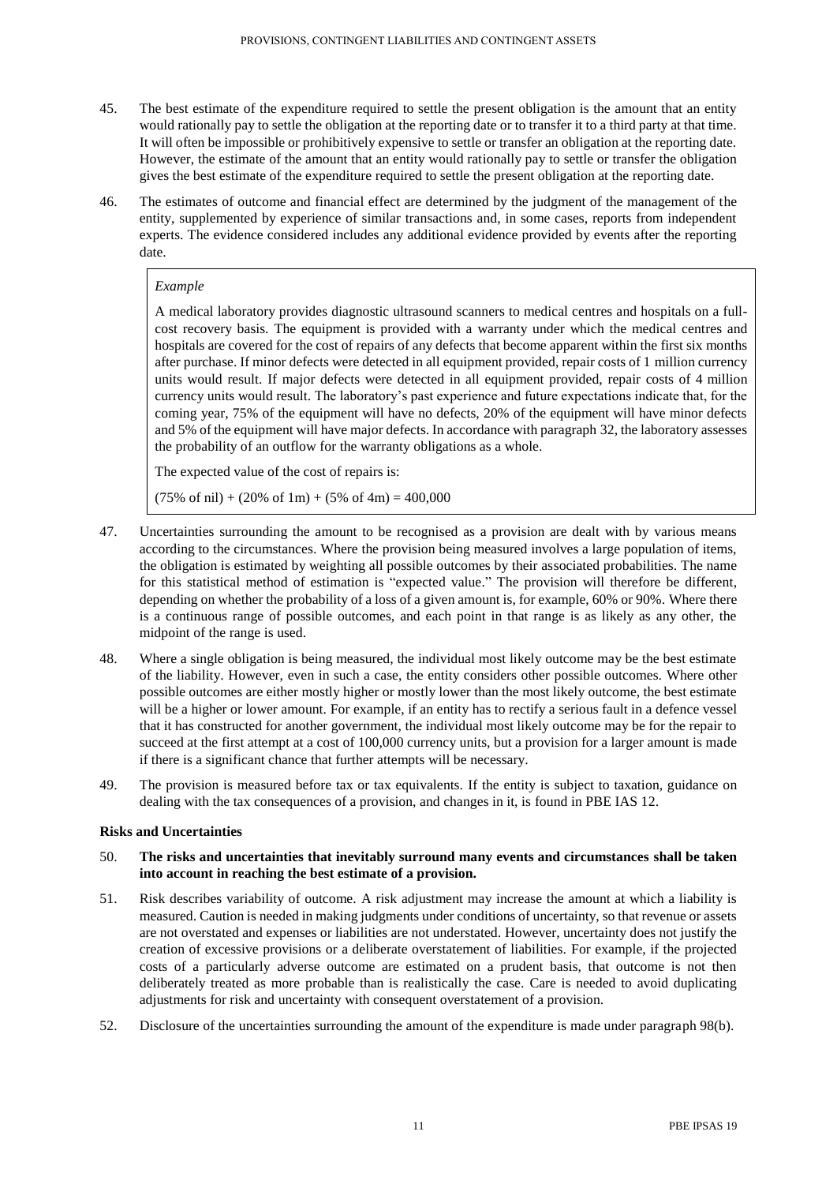45. The best estimate of the expenditure required to settle the present obligation is the amount that an entity would rationally pay to settle the obligation at the reporting date or to transfer it to a third party at that time. It will often be impossible or prohibitively expensive to settle or transfer an obligation at the reporting date. However, the estimate of the amount that an entity would rationally pay to settle or transfer the obligation gives the best estimate of the expenditure required to settle the present obligation at the reporting date.

46. The estimates of outcome and financial effect are determined by the judgment of the management of the entity, supplemented by experience of similar transactions and, in some cases, reports from independent experts. The evidence considered includes any additional evidence provided by events after the reporting date.

> *Example*
>
> A medical laboratory provides diagnostic ultrasound scanners to medical centres and hospitals on a full-cost recovery basis. The equipment is provided with a warranty under which the medical centres and hospitals are covered for the cost of repairs of any defects that become apparent within the first six months after purchase. If minor defects were detected in all equipment provided, repair costs of 1 million currency units would result. If major defects were detected in all equipment provided, repair costs of 4 million currency units would result. The laboratory's past experience and future expectations indicate that, for the coming year, 75% of the equipment will have no defects, 20% of the equipment will have minor defects and 5% of the equipment will have major defects. In accordance with paragraph 32, the laboratory assesses the probability of an outflow for the warranty obligations as a whole.
>
> The expected value of the cost of repairs is:
>
> (75% of nil) + (20% of 1m) + (5% of 4m) = 400,000

47. Uncertainties surrounding the amount to be recognised as a provision are dealt with by various means according to the circumstances. Where the provision being measured involves a large population of items, the obligation is estimated by weighting all possible outcomes by their associated probabilities. The name for this statistical method of estimation is "expected value." The provision will therefore be different, depending on whether the probability of a loss of a given amount is, for example, 60% or 90%. Where there is a continuous range of possible outcomes, and each point in that range is as likely as any other, the midpoint of the range is used.

48. Where a single obligation is being measured, the individual most likely outcome may be the best estimate of the liability. However, even in such a case, the entity considers other possible outcomes. Where other possible outcomes are either mostly higher or mostly lower than the most likely outcome, the best estimate will be a higher or lower amount. For example, if an entity has to rectify a serious fault in a defence vessel that it has constructed for another government, the individual most likely outcome may be for the repair to succeed at the first attempt at a cost of 100,000 currency units, but a provision for a larger amount is made if there is a significant chance that further attempts will be necessary.

49. The provision is measured before tax or tax equivalents. If the entity is subject to taxation, guidance on dealing with the tax consequences of a provision, and changes in it, is found in PBE IAS 12.

**Risks and Uncertainties**

50. **The risks and uncertainties that inevitably surround many events and circumstances shall be taken into account in reaching the best estimate of a provision.**

51. Risk describes variability of outcome. A risk adjustment may increase the amount at which a liability is measured. Caution is needed in making judgments under conditions of uncertainty, so that revenue or assets are not overstated and expenses or liabilities are not understated. However, uncertainty does not justify the creation of excessive provisions or a deliberate overstatement of liabilities. For example, if the projected costs of a particularly adverse outcome are estimated on a prudent basis, that outcome is not then deliberately treated as more probable than is realistically the case. Care is needed to avoid duplicating adjustments for risk and uncertainty with consequent overstatement of a provision.

52. Disclosure of the uncertainties surrounding the amount of the expenditure is made under paragraph 98(b).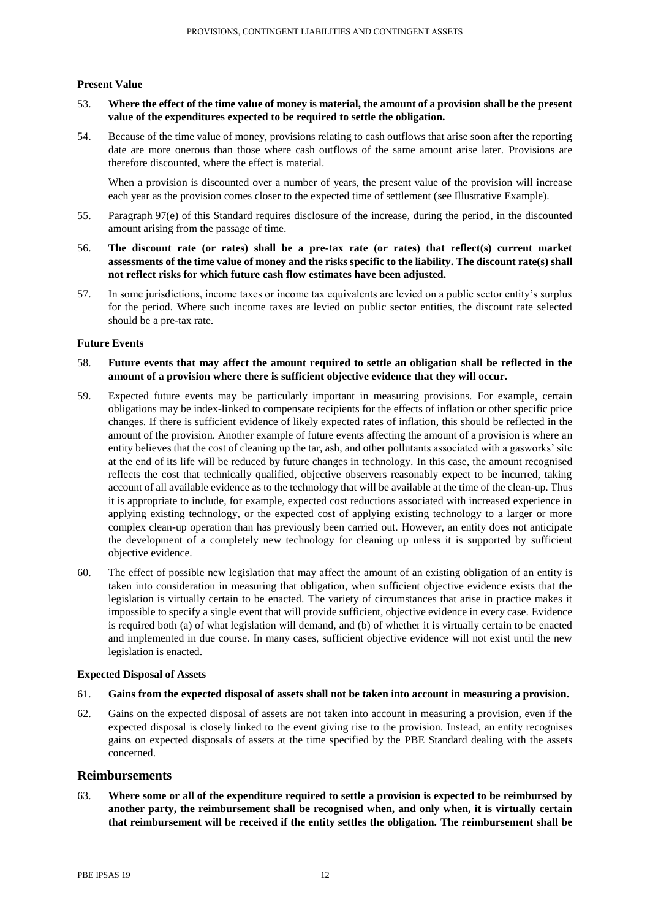### Present Value

53. **Where the effect of the time value of money is material, the amount of a provision shall be the present value of the expenditures expected to be required to settle the obligation.**

54. Because of the time value of money, provisions relating to cash outflows that arise soon after the reporting date are more onerous than those where cash outflows of the same amount arise later. Provisions are therefore discounted, where the effect is material.

    When a provision is discounted over a number of years, the present value of the provision will increase each year as the provision comes closer to the expected time of settlement (see Illustrative Example).

55. Paragraph 97(e) of this Standard requires disclosure of the increase, during the period, in the discounted amount arising from the passage of time.

56. **The discount rate (or rates) shall be a pre-tax rate (or rates) that reflect(s) current market assessments of the time value of money and the risks specific to the liability. The discount rate(s) shall not reflect risks for which future cash flow estimates have been adjusted.**

57. In some jurisdictions, income taxes or income tax equivalents are levied on a public sector entity's surplus for the period. Where such income taxes are levied on public sector entities, the discount rate selected should be a pre-tax rate.

### Future Events

58. **Future events that may affect the amount required to settle an obligation shall be reflected in the amount of a provision where there is sufficient objective evidence that they will occur.**

59. Expected future events may be particularly important in measuring provisions. For example, certain obligations may be index-linked to compensate recipients for the effects of inflation or other specific price changes. If there is sufficient evidence of likely expected rates of inflation, this should be reflected in the amount of the provision. Another example of future events affecting the amount of a provision is where an entity believes that the cost of cleaning up the tar, ash, and other pollutants associated with a gasworks' site at the end of its life will be reduced by future changes in technology. In this case, the amount recognised reflects the cost that technically qualified, objective observers reasonably expect to be incurred, taking account of all available evidence as to the technology that will be available at the time of the clean-up. Thus it is appropriate to include, for example, expected cost reductions associated with increased experience in applying existing technology, or the expected cost of applying existing technology to a larger or more complex clean-up operation than has previously been carried out. However, an entity does not anticipate the development of a completely new technology for cleaning up unless it is supported by sufficient objective evidence.

60. The effect of possible new legislation that may affect the amount of an existing obligation of an entity is taken into consideration in measuring that obligation, when sufficient objective evidence exists that the legislation is virtually certain to be enacted. The variety of circumstances that arise in practice makes it impossible to specify a single event that will provide sufficient, objective evidence in every case. Evidence is required both (a) of what legislation will demand, and (b) of whether it is virtually certain to be enacted and implemented in due course. In many cases, sufficient objective evidence will not exist until the new legislation is enacted.

### Expected Disposal of Assets

61. **Gains from the expected disposal of assets shall not be taken into account in measuring a provision.**

62. Gains on the expected disposal of assets are not taken into account in measuring a provision, even if the expected disposal is closely linked to the event giving rise to the provision. Instead, an entity recognises gains on expected disposals of assets at the time specified by the PBE Standard dealing with the assets concerned.

## Reimbursements

63. **Where some or all of the expenditure required to settle a provision is expected to be reimbursed by another party, the reimbursement shall be recognised when, and only when, it is virtually certain that reimbursement will be received if the entity settles the obligation. The reimbursement shall be**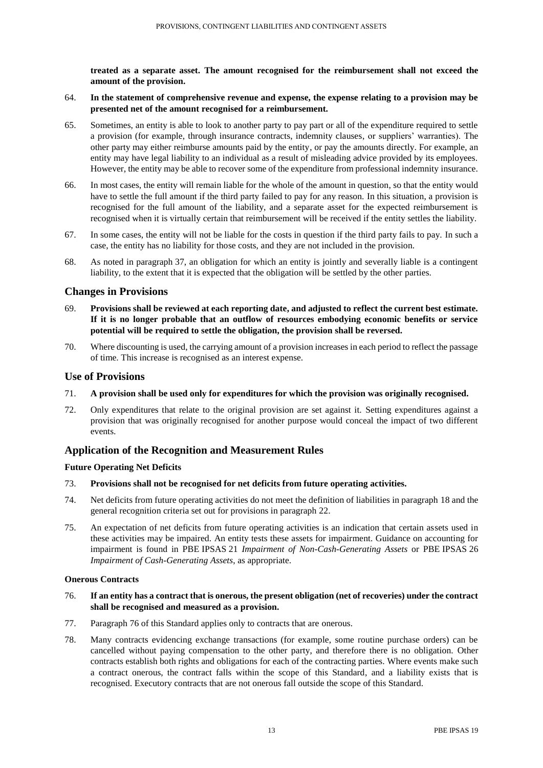**treated as a separate asset. The amount recognised for the reimbursement shall not exceed the amount of the provision.**

64. **In the statement of comprehensive revenue and expense, the expense relating to a provision may be presented net of the amount recognised for a reimbursement.**

65. Sometimes, an entity is able to look to another party to pay part or all of the expenditure required to settle a provision (for example, through insurance contracts, indemnity clauses, or suppliers' warranties). The other party may either reimburse amounts paid by the entity, or pay the amounts directly. For example, an entity may have legal liability to an individual as a result of misleading advice provided by its employees. However, the entity may be able to recover some of the expenditure from professional indemnity insurance.

66. In most cases, the entity will remain liable for the whole of the amount in question, so that the entity would have to settle the full amount if the third party failed to pay for any reason. In this situation, a provision is recognised for the full amount of the liability, and a separate asset for the expected reimbursement is recognised when it is virtually certain that reimbursement will be received if the entity settles the liability.

67. In some cases, the entity will not be liable for the costs in question if the third party fails to pay. In such a case, the entity has no liability for those costs, and they are not included in the provision.

68. As noted in paragraph 37, an obligation for which an entity is jointly and severally liable is a contingent liability, to the extent that it is expected that the obligation will be settled by the other parties.

## Changes in Provisions

69. **Provisions shall be reviewed at each reporting date, and adjusted to reflect the current best estimate. If it is no longer probable that an outflow of resources embodying economic benefits or service potential will be required to settle the obligation, the provision shall be reversed.**

70. Where discounting is used, the carrying amount of a provision increases in each period to reflect the passage of time. This increase is recognised as an interest expense.

## Use of Provisions

71. **A provision shall be used only for expenditures for which the provision was originally recognised.**

72. Only expenditures that relate to the original provision are set against it. Setting expenditures against a provision that was originally recognised for another purpose would conceal the impact of two different events.

## Application of the Recognition and Measurement Rules

### Future Operating Net Deficits

73. **Provisions shall not be recognised for net deficits from future operating activities.**

74. Net deficits from future operating activities do not meet the definition of liabilities in paragraph 18 and the general recognition criteria set out for provisions in paragraph 22.

75. An expectation of net deficits from future operating activities is an indication that certain assets used in these activities may be impaired. An entity tests these assets for impairment. Guidance on accounting for impairment is found in PBE IPSAS 21 *Impairment of Non-Cash-Generating Assets* or PBE IPSAS 26 *Impairment of Cash-Generating Assets*, as appropriate.

### Onerous Contracts

76. **If an entity has a contract that is onerous, the present obligation (net of recoveries) under the contract shall be recognised and measured as a provision.**

77. Paragraph 76 of this Standard applies only to contracts that are onerous.

78. Many contracts evidencing exchange transactions (for example, some routine purchase orders) can be cancelled without paying compensation to the other party, and therefore there is no obligation. Other contracts establish both rights and obligations for each of the contracting parties. Where events make such a contract onerous, the contract falls within the scope of this Standard, and a liability exists that is recognised. Executory contracts that are not onerous fall outside the scope of this Standard.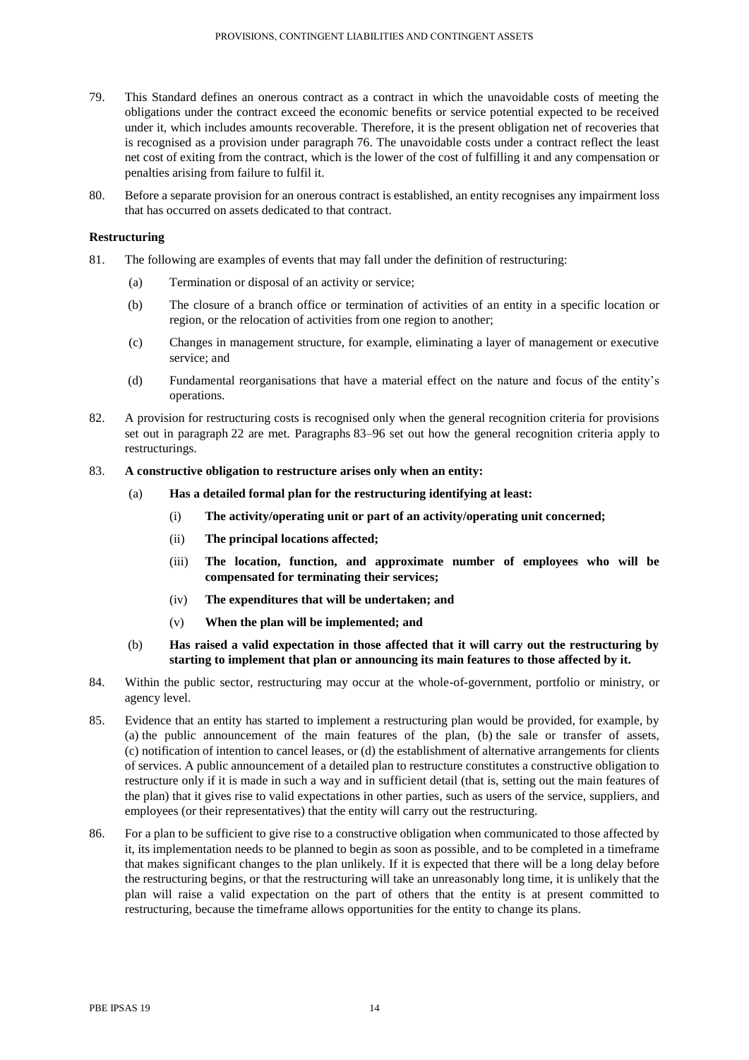79. This Standard defines an onerous contract as a contract in which the unavoidable costs of meeting the obligations under the contract exceed the economic benefits or service potential expected to be received under it, which includes amounts recoverable. Therefore, it is the present obligation net of recoveries that is recognised as a provision under paragraph 76. The unavoidable costs under a contract reflect the least net cost of exiting from the contract, which is the lower of the cost of fulfilling it and any compensation or penalties arising from failure to fulfil it.

80. Before a separate provision for an onerous contract is established, an entity recognises any impairment loss that has occurred on assets dedicated to that contract.

### Restructuring

81. The following are examples of events that may fall under the definition of restructuring:

    (a) Termination or disposal of an activity or service;

    (b) The closure of a branch office or termination of activities of an entity in a specific location or region, or the relocation of activities from one region to another;

    (c) Changes in management structure, for example, eliminating a layer of management or executive service; and

    (d) Fundamental reorganisations that have a material effect on the nature and focus of the entity's operations.

82. A provision for restructuring costs is recognised only when the general recognition criteria for provisions set out in paragraph 22 are met. Paragraphs 83–96 set out how the general recognition criteria apply to restructurings.

83. **A constructive obligation to restructure arises only when an entity:**

    (a) **Has a detailed formal plan for the restructuring identifying at least:**

        (i) **The activity/operating unit or part of an activity/operating unit concerned;**

        (ii) **The principal locations affected;**

        (iii) **The location, function, and approximate number of employees who will be compensated for terminating their services;**

        (iv) **The expenditures that will be undertaken; and**

        (v) **When the plan will be implemented; and**

    (b) **Has raised a valid expectation in those affected that it will carry out the restructuring by starting to implement that plan or announcing its main features to those affected by it.**

84. Within the public sector, restructuring may occur at the whole-of-government, portfolio or ministry, or agency level.

85. Evidence that an entity has started to implement a restructuring plan would be provided, for example, by (a) the public announcement of the main features of the plan, (b) the sale or transfer of assets, (c) notification of intention to cancel leases, or (d) the establishment of alternative arrangements for clients of services. A public announcement of a detailed plan to restructure constitutes a constructive obligation to restructure only if it is made in such a way and in sufficient detail (that is, setting out the main features of the plan) that it gives rise to valid expectations in other parties, such as users of the service, suppliers, and employees (or their representatives) that the entity will carry out the restructuring.

86. For a plan to be sufficient to give rise to a constructive obligation when communicated to those affected by it, its implementation needs to be planned to begin as soon as possible, and to be completed in a timeframe that makes significant changes to the plan unlikely. If it is expected that there will be a long delay before the restructuring begins, or that the restructuring will take an unreasonably long time, it is unlikely that the plan will raise a valid expectation on the part of others that the entity is at present committed to restructuring, because the timeframe allows opportunities for the entity to change its plans.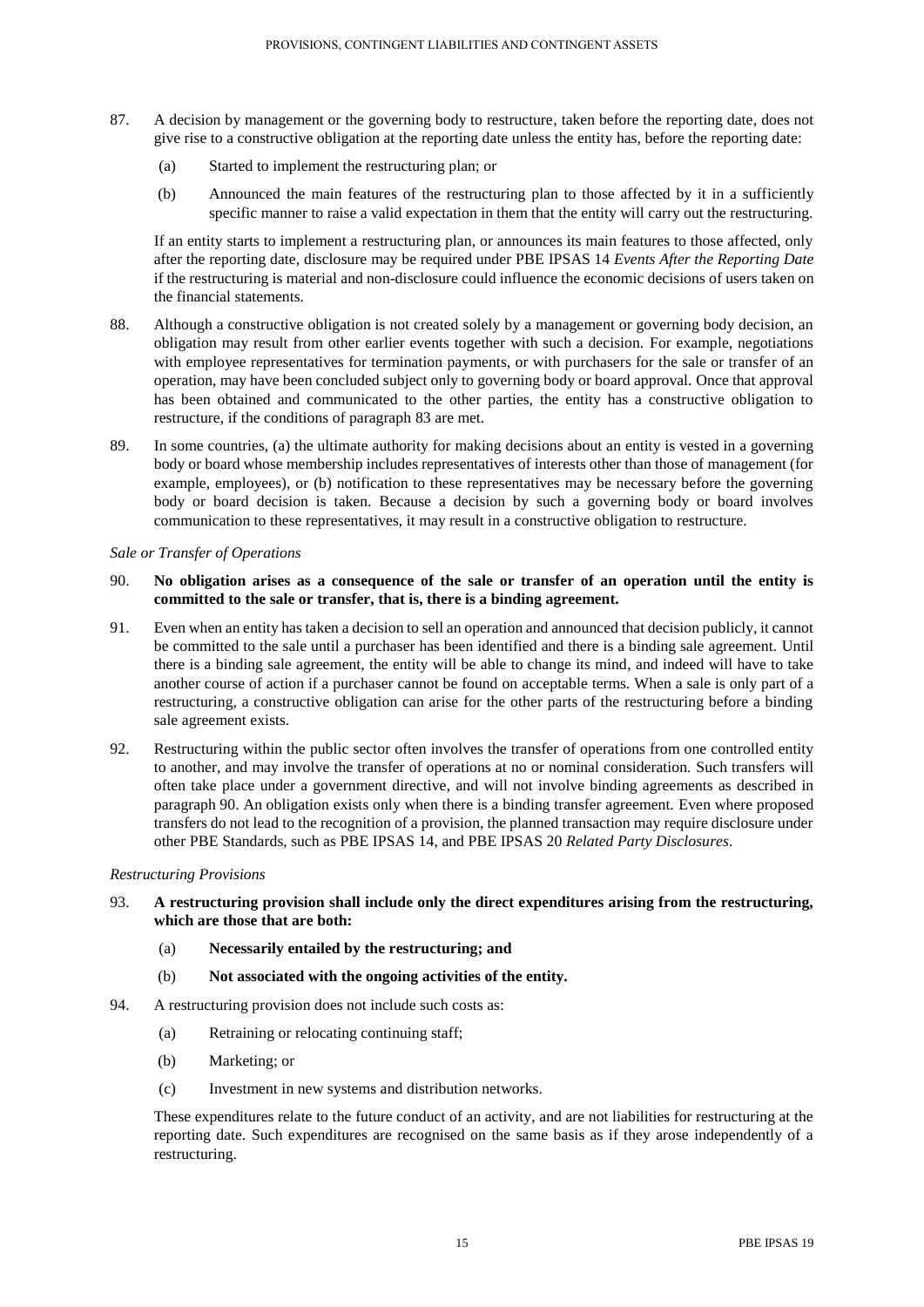87. A decision by management or the governing body to restructure, taken before the reporting date, does not give rise to a constructive obligation at the reporting date unless the entity has, before the reporting date:

    (a) Started to implement the restructuring plan; or

    (b) Announced the main features of the restructuring plan to those affected by it in a sufficiently specific manner to raise a valid expectation in them that the entity will carry out the restructuring.

    If an entity starts to implement a restructuring plan, or announces its main features to those affected, only after the reporting date, disclosure may be required under PBE IPSAS 14 *Events After the Reporting Date* if the restructuring is material and non-disclosure could influence the economic decisions of users taken on the financial statements.

88. Although a constructive obligation is not created solely by a management or governing body decision, an obligation may result from other earlier events together with such a decision. For example, negotiations with employee representatives for termination payments, or with purchasers for the sale or transfer of an operation, may have been concluded subject only to governing body or board approval. Once that approval has been obtained and communicated to the other parties, the entity has a constructive obligation to restructure, if the conditions of paragraph 83 are met.

89. In some countries, (a) the ultimate authority for making decisions about an entity is vested in a governing body or board whose membership includes representatives of interests other than those of management (for example, employees), or (b) notification to these representatives may be necessary before the governing body or board decision is taken. Because a decision by such a governing body or board involves communication to these representatives, it may result in a constructive obligation to restructure.

*Sale or Transfer of Operations*

90. **No obligation arises as a consequence of the sale or transfer of an operation until the entity is committed to the sale or transfer, that is, there is a binding agreement.**

91. Even when an entity has taken a decision to sell an operation and announced that decision publicly, it cannot be committed to the sale until a purchaser has been identified and there is a binding sale agreement. Until there is a binding sale agreement, the entity will be able to change its mind, and indeed will have to take another course of action if a purchaser cannot be found on acceptable terms. When a sale is only part of a restructuring, a constructive obligation can arise for the other parts of the restructuring before a binding sale agreement exists.

92. Restructuring within the public sector often involves the transfer of operations from one controlled entity to another, and may involve the transfer of operations at no or nominal consideration. Such transfers will often take place under a government directive, and will not involve binding agreements as described in paragraph 90. An obligation exists only when there is a binding transfer agreement. Even where proposed transfers do not lead to the recognition of a provision, the planned transaction may require disclosure under other PBE Standards, such as PBE IPSAS 14, and PBE IPSAS 20 *Related Party Disclosures*.

*Restructuring Provisions*

93. **A restructuring provision shall include only the direct expenditures arising from the restructuring, which are those that are both:**

    (a) **Necessarily entailed by the restructuring; and**

    (b) **Not associated with the ongoing activities of the entity.**

94. A restructuring provision does not include such costs as:

    (a) Retraining or relocating continuing staff;

    (b) Marketing; or

    (c) Investment in new systems and distribution networks.

    These expenditures relate to the future conduct of an activity, and are not liabilities for restructuring at the reporting date. Such expenditures are recognised on the same basis as if they arose independently of a restructuring.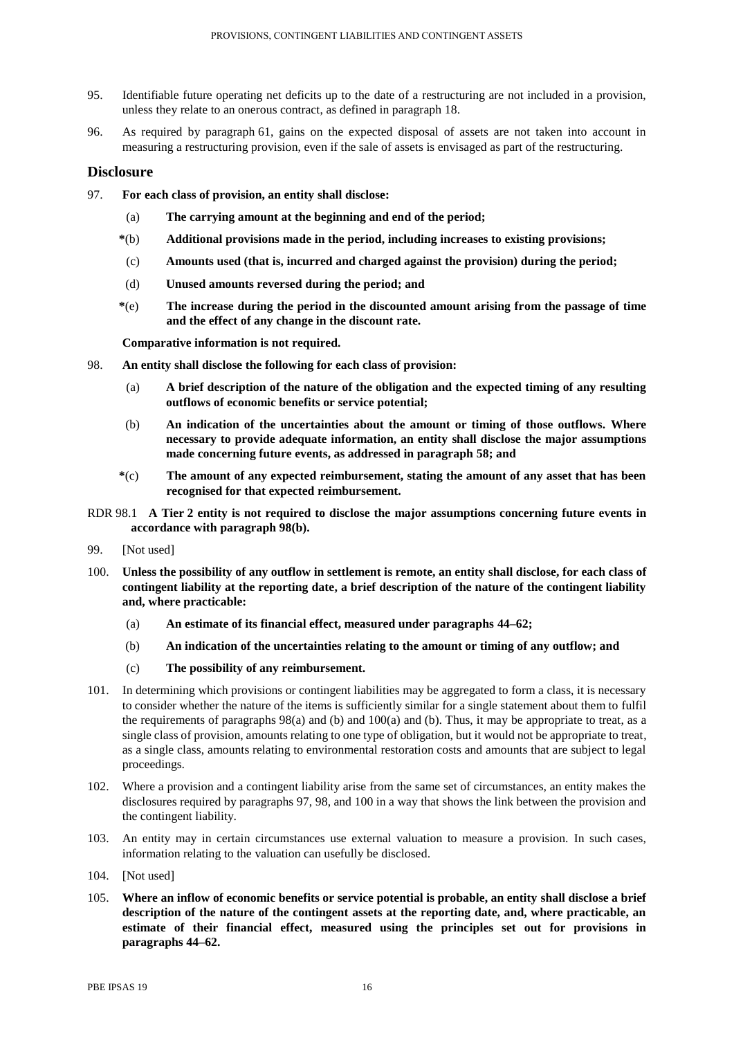95. Identifiable future operating net deficits up to the date of a restructuring are not included in a provision, unless they relate to an onerous contract, as defined in paragraph 18.

96. As required by paragraph 61, gains on the expected disposal of assets are not taken into account in measuring a restructuring provision, even if the sale of assets is envisaged as part of the restructuring.

## Disclosure

97. **For each class of provision, an entity shall disclose:**

    (a) **The carrying amount at the beginning and end of the period;**

    *(b) **Additional provisions made in the period, including increases to existing provisions;**

    (c) **Amounts used (that is, incurred and charged against the provision) during the period;**

    (d) **Unused amounts reversed during the period; and**

    *(e) **The increase during the period in the discounted amount arising from the passage of time and the effect of any change in the discount rate.**

    **Comparative information is not required.**

98. **An entity shall disclose the following for each class of provision:**

    (a) **A brief description of the nature of the obligation and the expected timing of any resulting outflows of economic benefits or service potential;**

    (b) **An indication of the uncertainties about the amount or timing of those outflows. Where necessary to provide adequate information, an entity shall disclose the major assumptions made concerning future events, as addressed in paragraph 58; and**

    *(c) **The amount of any expected reimbursement, stating the amount of any asset that has been recognised for that expected reimbursement.**

RDR 98.1 **A Tier 2 entity is not required to disclose the major assumptions concerning future events in accordance with paragraph 98(b).**

99. [Not used]

100. **Unless the possibility of any outflow in settlement is remote, an entity shall disclose, for each class of contingent liability at the reporting date, a brief description of the nature of the contingent liability and, where practicable:**

    (a) **An estimate of its financial effect, measured under paragraphs 44–62;**

    (b) **An indication of the uncertainties relating to the amount or timing of any outflow; and**

    (c) **The possibility of any reimbursement.**

101. In determining which provisions or contingent liabilities may be aggregated to form a class, it is necessary to consider whether the nature of the items is sufficiently similar for a single statement about them to fulfil the requirements of paragraphs 98(a) and (b) and 100(a) and (b). Thus, it may be appropriate to treat, as a single class of provision, amounts relating to one type of obligation, but it would not be appropriate to treat, as a single class, amounts relating to environmental restoration costs and amounts that are subject to legal proceedings.

102. Where a provision and a contingent liability arise from the same set of circumstances, an entity makes the disclosures required by paragraphs 97, 98, and 100 in a way that shows the link between the provision and the contingent liability.

103. An entity may in certain circumstances use external valuation to measure a provision. In such cases, information relating to the valuation can usefully be disclosed.

104. [Not used]

105. **Where an inflow of economic benefits or service potential is probable, an entity shall disclose a brief description of the nature of the contingent assets at the reporting date, and, where practicable, an estimate of their financial effect, measured using the principles set out for provisions in paragraphs 44–62.**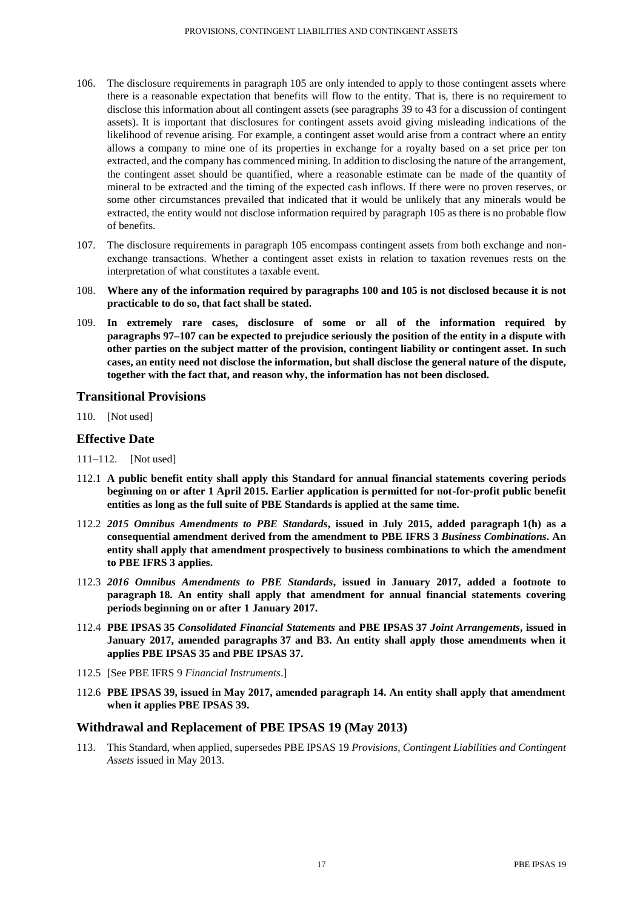106. The disclosure requirements in paragraph 105 are only intended to apply to those contingent assets where there is a reasonable expectation that benefits will flow to the entity. That is, there is no requirement to disclose this information about all contingent assets (see paragraphs 39 to 43 for a discussion of contingent assets). It is important that disclosures for contingent assets avoid giving misleading indications of the likelihood of revenue arising. For example, a contingent asset would arise from a contract where an entity allows a company to mine one of its properties in exchange for a royalty based on a set price per ton extracted, and the company has commenced mining. In addition to disclosing the nature of the arrangement, the contingent asset should be quantified, where a reasonable estimate can be made of the quantity of mineral to be extracted and the timing of the expected cash inflows. If there were no proven reserves, or some other circumstances prevailed that indicated that it would be unlikely that any minerals would be extracted, the entity would not disclose information required by paragraph 105 as there is no probable flow of benefits.

107. The disclosure requirements in paragraph 105 encompass contingent assets from both exchange and non-exchange transactions. Whether a contingent asset exists in relation to taxation revenues rests on the interpretation of what constitutes a taxable event.

108. **Where any of the information required by paragraphs 100 and 105 is not disclosed because it is not practicable to do so, that fact shall be stated.**

109. **In extremely rare cases, disclosure of some or all of the information required by paragraphs 97–107 can be expected to prejudice seriously the position of the entity in a dispute with other parties on the subject matter of the provision, contingent liability or contingent asset. In such cases, an entity need not disclose the information, but shall disclose the general nature of the dispute, together with the fact that, and reason why, the information has not been disclosed.**

## Transitional Provisions

110. [Not used]

## Effective Date

111–112. [Not used]

112.1 **A public benefit entity shall apply this Standard for annual financial statements covering periods beginning on or after 1 April 2015. Earlier application is permitted for not-for-profit public benefit entities as long as the full suite of PBE Standards is applied at the same time.**

112.2 ***2015 Omnibus Amendments to PBE Standards*, issued in July 2015, added paragraph 1(h) as a consequential amendment derived from the amendment to PBE IFRS 3 *Business Combinations*. An entity shall apply that amendment prospectively to business combinations to which the amendment to PBE IFRS 3 applies.**

112.3 ***2016 Omnibus Amendments to PBE Standards*, issued in January 2017, added a footnote to paragraph 18. An entity shall apply that amendment for annual financial statements covering periods beginning on or after 1 January 2017.**

112.4 **PBE IPSAS 35 *Consolidated Financial Statements* and PBE IPSAS 37 *Joint Arrangements*, issued in January 2017, amended paragraphs 37 and B3. An entity shall apply those amendments when it applies PBE IPSAS 35 and PBE IPSAS 37.**

112.5 [See PBE IFRS 9 *Financial Instruments*.]

112.6 **PBE IPSAS 39, issued in May 2017, amended paragraph 14. An entity shall apply that amendment when it applies PBE IPSAS 39.**

## Withdrawal and Replacement of PBE IPSAS 19 (May 2013)

113. This Standard, when applied, supersedes PBE IPSAS 19 *Provisions, Contingent Liabilities and Contingent Assets* issued in May 2013.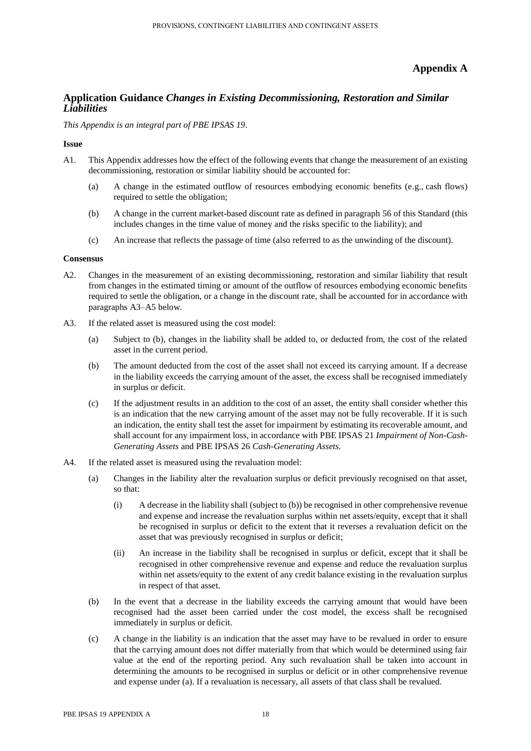# Appendix A

## Application Guidance *Changes in Existing Decommissioning, Restoration and Similar Liabilities*

*This Appendix is an integral part of PBE IPSAS 19.*

**Issue**

A1. This Appendix addresses how the effect of the following events that change the measurement of an existing decommissioning, restoration or similar liability should be accounted for:

(a) A change in the estimated outflow of resources embodying economic benefits (e.g., cash flows) required to settle the obligation;

(b) A change in the current market-based discount rate as defined in paragraph 56 of this Standard (this includes changes in the time value of money and the risks specific to the liability); and

(c) An increase that reflects the passage of time (also referred to as the unwinding of the discount).

**Consensus**

A2. Changes in the measurement of an existing decommissioning, restoration and similar liability that result from changes in the estimated timing or amount of the outflow of resources embodying economic benefits required to settle the obligation, or a change in the discount rate, shall be accounted for in accordance with paragraphs A3–A5 below.

A3. If the related asset is measured using the cost model:

(a) Subject to (b), changes in the liability shall be added to, or deducted from, the cost of the related asset in the current period.

(b) The amount deducted from the cost of the asset shall not exceed its carrying amount. If a decrease in the liability exceeds the carrying amount of the asset, the excess shall be recognised immediately in surplus or deficit.

(c) If the adjustment results in an addition to the cost of an asset, the entity shall consider whether this is an indication that the new carrying amount of the asset may not be fully recoverable. If it is such an indication, the entity shall test the asset for impairment by estimating its recoverable amount, and shall account for any impairment loss, in accordance with PBE IPSAS 21 *Impairment of Non-Cash-Generating Assets* and PBE IPSAS 26 *Cash-Generating Assets.*

A4. If the related asset is measured using the revaluation model:

(a) Changes in the liability alter the revaluation surplus or deficit previously recognised on that asset, so that:

(i) A decrease in the liability shall (subject to (b)) be recognised in other comprehensive revenue and expense and increase the revaluation surplus within net assets/equity, except that it shall be recognised in surplus or deficit to the extent that it reverses a revaluation deficit on the asset that was previously recognised in surplus or deficit;

(ii) An increase in the liability shall be recognised in surplus or deficit, except that it shall be recognised in other comprehensive revenue and expense and reduce the revaluation surplus within net assets/equity to the extent of any credit balance existing in the revaluation surplus in respect of that asset.

(b) In the event that a decrease in the liability exceeds the carrying amount that would have been recognised had the asset been carried under the cost model, the excess shall be recognised immediately in surplus or deficit.

(c) A change in the liability is an indication that the asset may have to be revalued in order to ensure that the carrying amount does not differ materially from that which would be determined using fair value at the end of the reporting period. Any such revaluation shall be taken into account in determining the amounts to be recognised in surplus or deficit or in other comprehensive revenue and expense under (a). If a revaluation is necessary, all assets of that class shall be revalued.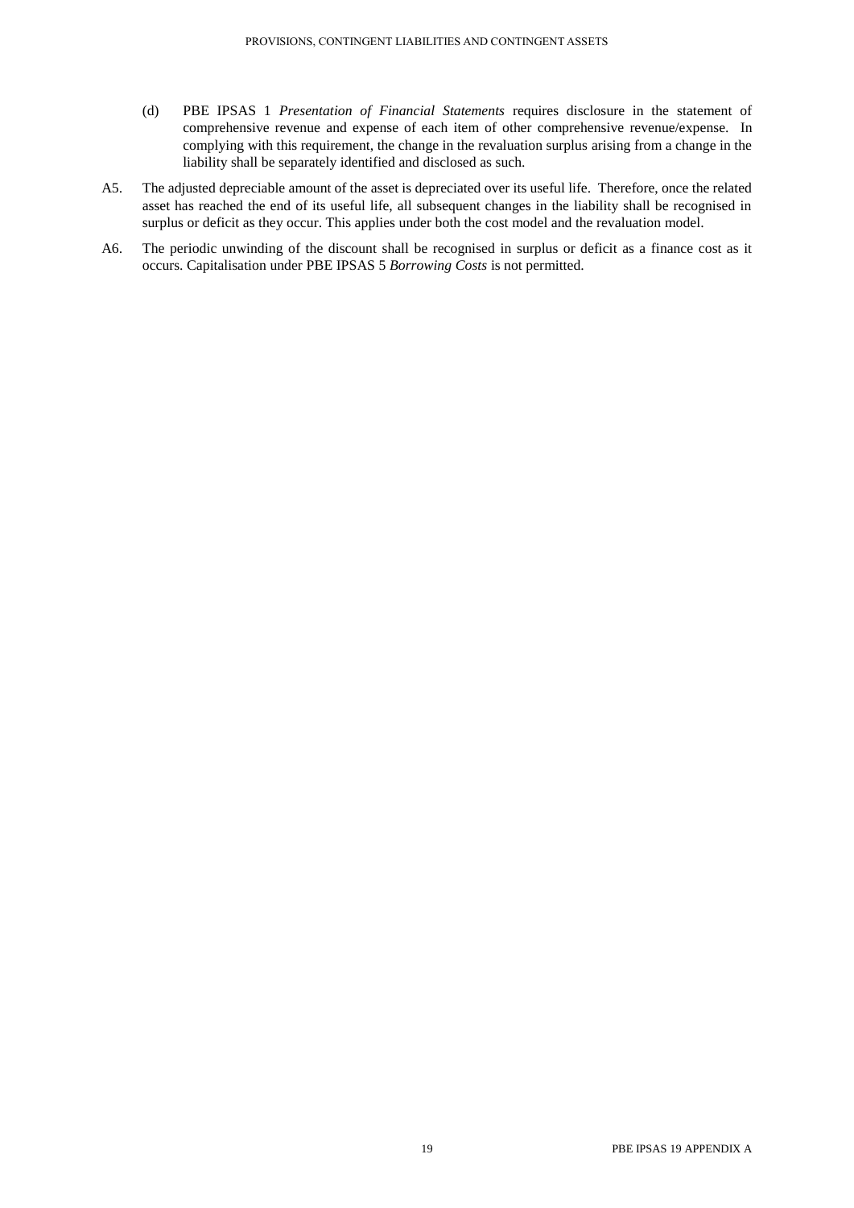(d) PBE IPSAS 1 *Presentation of Financial Statements* requires disclosure in the statement of comprehensive revenue and expense of each item of other comprehensive revenue/expense. In complying with this requirement, the change in the revaluation surplus arising from a change in the liability shall be separately identified and disclosed as such.

A5. The adjusted depreciable amount of the asset is depreciated over its useful life. Therefore, once the related asset has reached the end of its useful life, all subsequent changes in the liability shall be recognised in surplus or deficit as they occur. This applies under both the cost model and the revaluation model.

A6. The periodic unwinding of the discount shall be recognised in surplus or deficit as a finance cost as it occurs. Capitalisation under PBE IPSAS 5 *Borrowing Costs* is not permitted.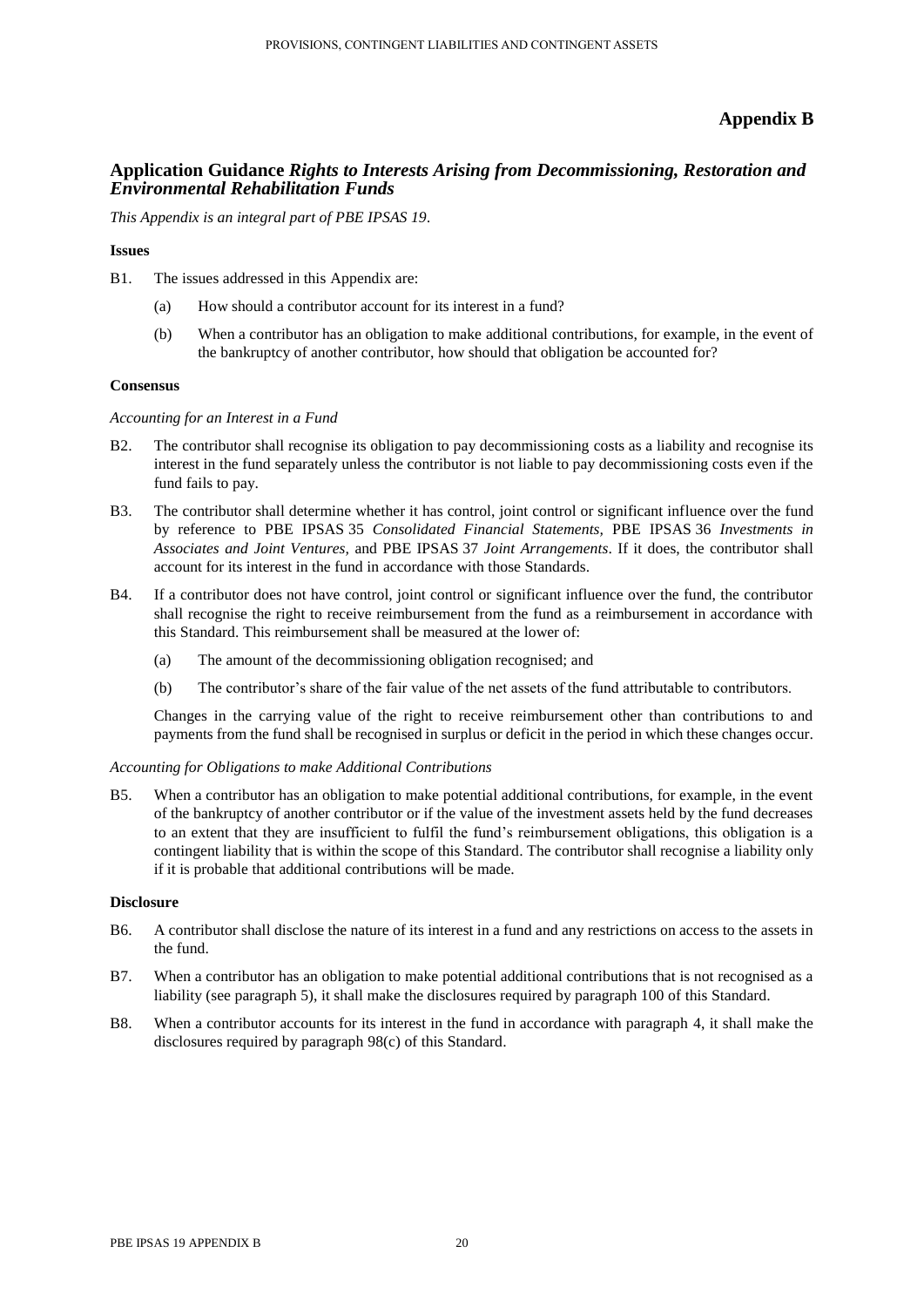# Appendix B

## Application Guidance *Rights to Interests Arising from Decommissioning, Restoration and Environmental Rehabilitation Funds*

*This Appendix is an integral part of PBE IPSAS 19.*

**Issues**

B1. The issues addressed in this Appendix are:

(a) How should a contributor account for its interest in a fund?

(b) When a contributor has an obligation to make additional contributions, for example, in the event of the bankruptcy of another contributor, how should that obligation be accounted for?

**Consensus**

*Accounting for an Interest in a Fund*

B2. The contributor shall recognise its obligation to pay decommissioning costs as a liability and recognise its interest in the fund separately unless the contributor is not liable to pay decommissioning costs even if the fund fails to pay.

B3. The contributor shall determine whether it has control, joint control or significant influence over the fund by reference to PBE IPSAS 35 *Consolidated Financial Statements,* PBE IPSAS 36 *Investments in Associates and Joint Ventures,* and PBE IPSAS 37 *Joint Arrangements*. If it does, the contributor shall account for its interest in the fund in accordance with those Standards.

B4. If a contributor does not have control, joint control or significant influence over the fund, the contributor shall recognise the right to receive reimbursement from the fund as a reimbursement in accordance with this Standard. This reimbursement shall be measured at the lower of:

(a) The amount of the decommissioning obligation recognised; and

(b) The contributor's share of the fair value of the net assets of the fund attributable to contributors.

Changes in the carrying value of the right to receive reimbursement other than contributions to and payments from the fund shall be recognised in surplus or deficit in the period in which these changes occur.

*Accounting for Obligations to make Additional Contributions*

B5. When a contributor has an obligation to make potential additional contributions, for example, in the event of the bankruptcy of another contributor or if the value of the investment assets held by the fund decreases to an extent that they are insufficient to fulfil the fund's reimbursement obligations, this obligation is a contingent liability that is within the scope of this Standard. The contributor shall recognise a liability only if it is probable that additional contributions will be made.

**Disclosure**

B6. A contributor shall disclose the nature of its interest in a fund and any restrictions on access to the assets in the fund.

B7. When a contributor has an obligation to make potential additional contributions that is not recognised as a liability (see paragraph 5), it shall make the disclosures required by paragraph 100 of this Standard.

B8. When a contributor accounts for its interest in the fund in accordance with paragraph 4, it shall make the disclosures required by paragraph 98(c) of this Standard.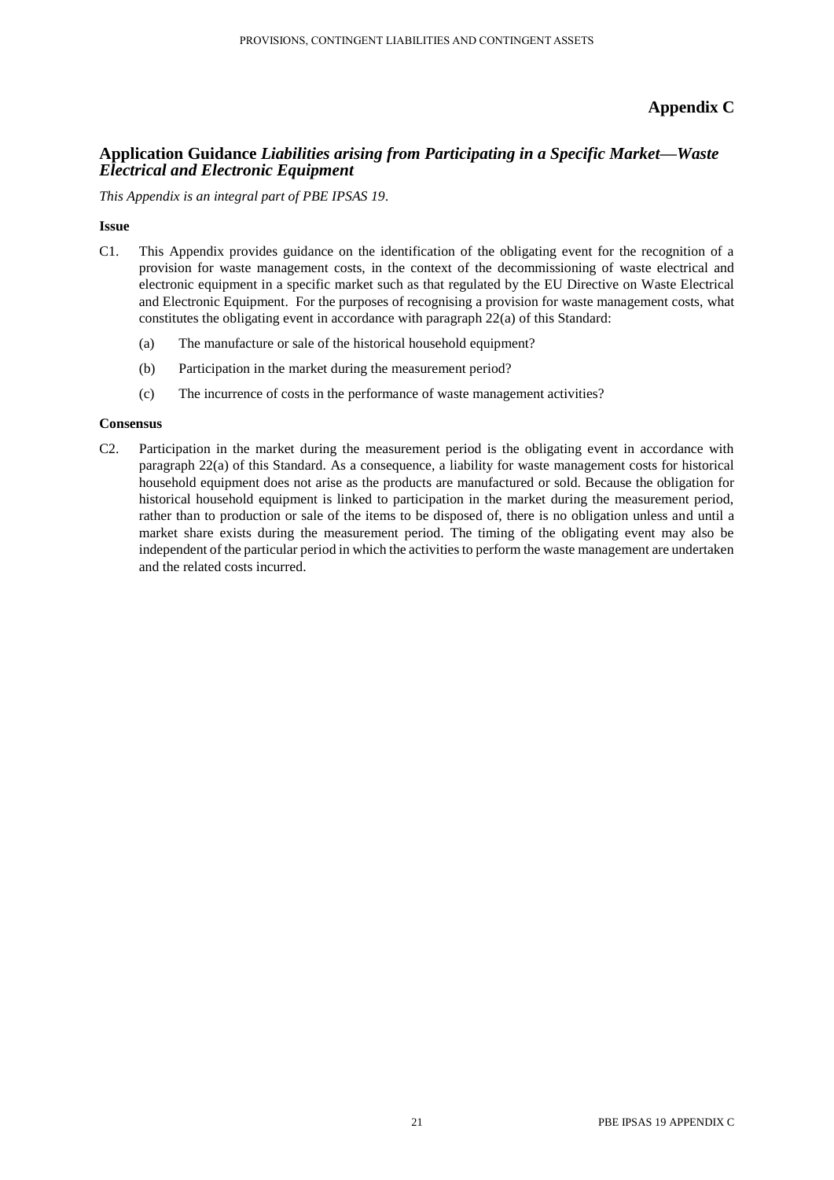# Appendix C

## Application Guidance *Liabilities arising from Participating in a Specific Market—Waste Electrical and Electronic Equipment*

*This Appendix is an integral part of PBE IPSAS 19.*

**Issue**

C1. This Appendix provides guidance on the identification of the obligating event for the recognition of a provision for waste management costs, in the context of the decommissioning of waste electrical and electronic equipment in a specific market such as that regulated by the EU Directive on Waste Electrical and Electronic Equipment. For the purposes of recognising a provision for waste management costs, what constitutes the obligating event in accordance with paragraph 22(a) of this Standard:

(a) The manufacture or sale of the historical household equipment?

(b) Participation in the market during the measurement period?

(c) The incurrence of costs in the performance of waste management activities?

**Consensus**

C2. Participation in the market during the measurement period is the obligating event in accordance with paragraph 22(a) of this Standard. As a consequence, a liability for waste management costs for historical household equipment does not arise as the products are manufactured or sold. Because the obligation for historical household equipment is linked to participation in the market during the measurement period, rather than to production or sale of the items to be disposed of, there is no obligation unless and until a market share exists during the measurement period. The timing of the obligating event may also be independent of the particular period in which the activities to perform the waste management are undertaken and the related costs incurred.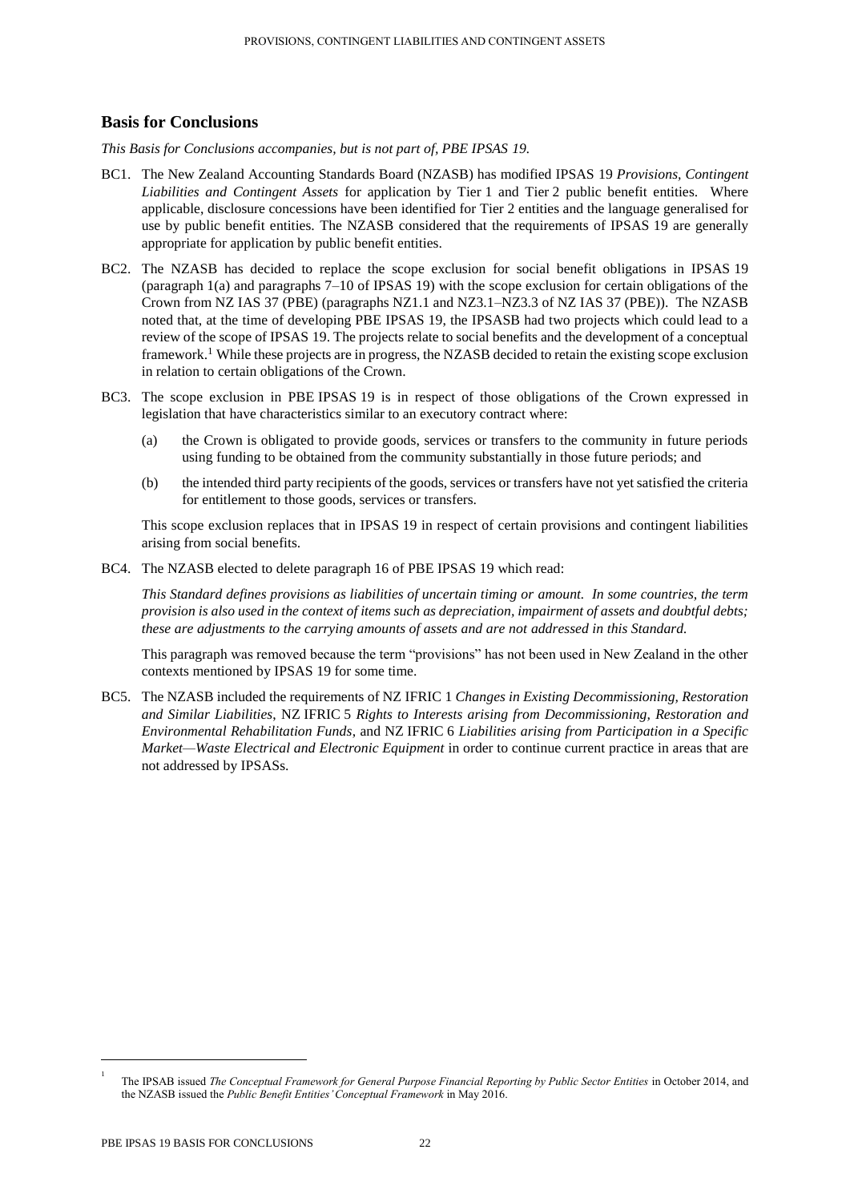## Basis for Conclusions

*This Basis for Conclusions accompanies, but is not part of, PBE IPSAS 19.*

BC1. The New Zealand Accounting Standards Board (NZASB) has modified IPSAS 19 *Provisions, Contingent Liabilities and Contingent Assets* for application by Tier 1 and Tier 2 public benefit entities. Where applicable, disclosure concessions have been identified for Tier 2 entities and the language generalised for use by public benefit entities. The NZASB considered that the requirements of IPSAS 19 are generally appropriate for application by public benefit entities.

BC2. The NZASB has decided to replace the scope exclusion for social benefit obligations in IPSAS 19 (paragraph 1(a) and paragraphs 7–10 of IPSAS 19) with the scope exclusion for certain obligations of the Crown from NZ IAS 37 (PBE) (paragraphs NZ1.1 and NZ3.1–NZ3.3 of NZ IAS 37 (PBE)). The NZASB noted that, at the time of developing PBE IPSAS 19, the IPSASB had two projects which could lead to a review of the scope of IPSAS 19. The projects relate to social benefits and the development of a conceptual framework.[1] While these projects are in progress, the NZASB decided to retain the existing scope exclusion in relation to certain obligations of the Crown.

BC3. The scope exclusion in PBE IPSAS 19 is in respect of those obligations of the Crown expressed in legislation that have characteristics similar to an executory contract where:

(a) the Crown is obligated to provide goods, services or transfers to the community in future periods using funding to be obtained from the community substantially in those future periods; and

(b) the intended third party recipients of the goods, services or transfers have not yet satisfied the criteria for entitlement to those goods, services or transfers.

This scope exclusion replaces that in IPSAS 19 in respect of certain provisions and contingent liabilities arising from social benefits.

BC4. The NZASB elected to delete paragraph 16 of PBE IPSAS 19 which read:

*This Standard defines provisions as liabilities of uncertain timing or amount. In some countries, the term provision is also used in the context of items such as depreciation, impairment of assets and doubtful debts; these are adjustments to the carrying amounts of assets and are not addressed in this Standard.*

This paragraph was removed because the term "provisions" has not been used in New Zealand in the other contexts mentioned by IPSAS 19 for some time.

BC5. The NZASB included the requirements of NZ IFRIC 1 *Changes in Existing Decommissioning, Restoration and Similar Liabilities*, NZ IFRIC 5 *Rights to Interests arising from Decommissioning, Restoration and Environmental Rehabilitation Funds*, and NZ IFRIC 6 *Liabilities arising from Participation in a Specific Market—Waste Electrical and Electronic Equipment* in order to continue current practice in areas that are not addressed by IPSASs.

---

[1] The IPSAB issued *The Conceptual Framework for General Purpose Financial Reporting by Public Sector Entities* in October 2014, and the NZASB issued the *Public Benefit Entities' Conceptual Framework* in May 2016.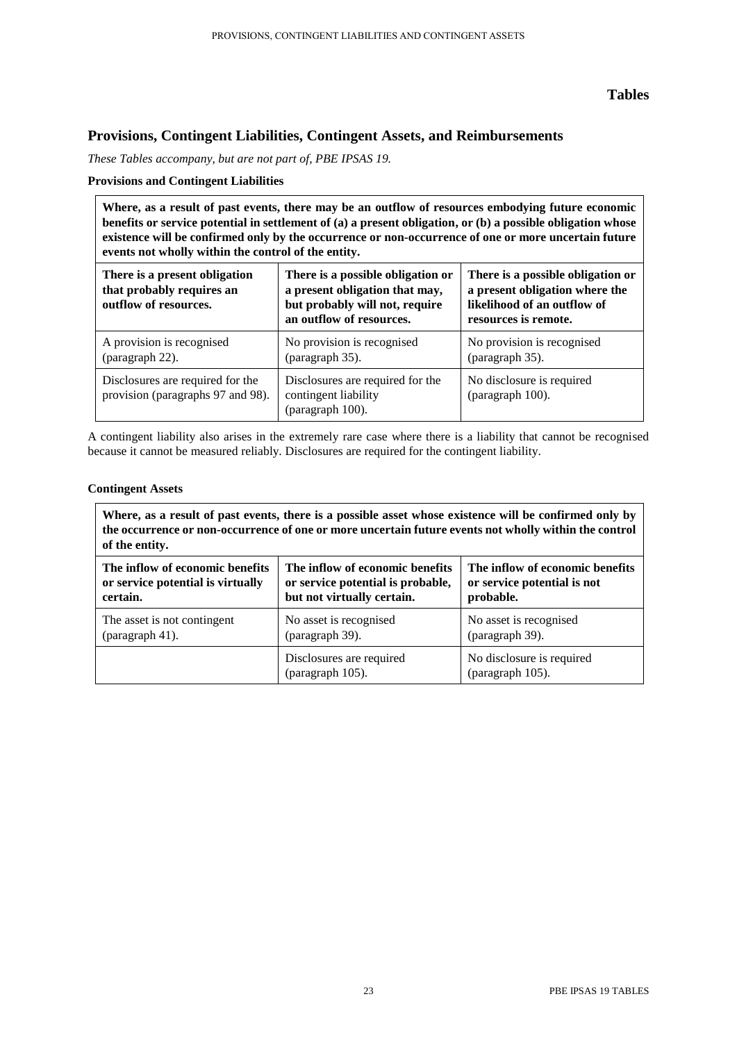## Tables

## Provisions, Contingent Liabilities, Contingent Assets, and Reimbursements

*These Tables accompany, but are not part of, PBE IPSAS 19.*

**Provisions and Contingent Liabilities**

| **Where, as a result of past events, there may be an outflow of resources embodying future economic benefits or service potential in settlement of (a) a present obligation, or (b) a possible obligation whose existence will be confirmed only by the occurrence or non-occurrence of one or more uncertain future events not wholly within the control of the entity.** | | |
|---|---|---|
| **There is a present obligation that probably requires an outflow of resources.** | **There is a possible obligation or a present obligation that may, but probably will not, require an outflow of resources.** | **There is a possible obligation or a present obligation where the likelihood of an outflow of resources is remote.** |
| A provision is recognised (paragraph 22). | No provision is recognised (paragraph 35). | No provision is recognised (paragraph 35). |
| Disclosures are required for the provision (paragraphs 97 and 98). | Disclosures are required for the contingent liability (paragraph 100). | No disclosure is required (paragraph 100). |

A contingent liability also arises in the extremely rare case where there is a liability that cannot be recognised because it cannot be measured reliably. Disclosures are required for the contingent liability.

**Contingent Assets**

| **Where, as a result of past events, there is a possible asset whose existence will be confirmed only by the occurrence or non-occurrence of one or more uncertain future events not wholly within the control of the entity.** | | |
|---|---|---|
| **The inflow of economic benefits or service potential is virtually certain.** | **The inflow of economic benefits or service potential is probable, but not virtually certain.** | **The inflow of economic benefits or service potential is not probable.** |
| The asset is not contingent (paragraph 41). | No asset is recognised (paragraph 39). | No asset is recognised (paragraph 39). |
| | Disclosures are required (paragraph 105). | No disclosure is required (paragraph 105). |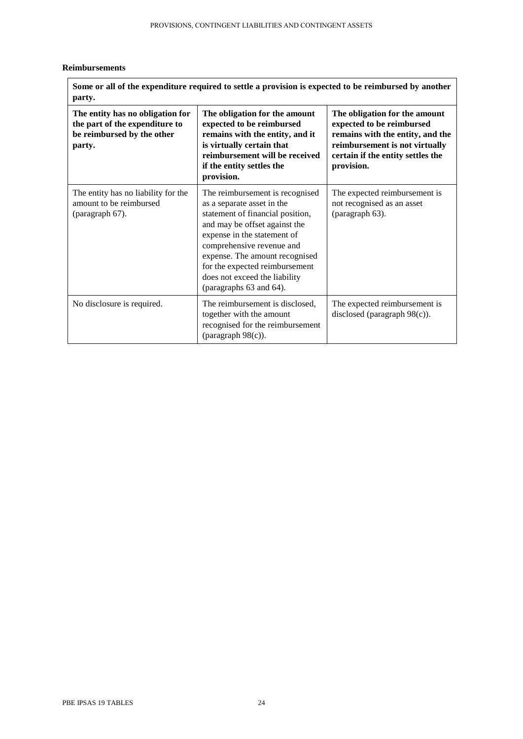**Reimbursements**

| **Some or all of the expenditure required to settle a provision is expected to be reimbursed by another party.** | | |
|---|---|---|
| **The entity has no obligation for the part of the expenditure to be reimbursed by the other party.** | **The obligation for the amount expected to be reimbursed remains with the entity, and it is virtually certain that reimbursement will be received if the entity settles the provision.** | **The obligation for the amount expected to be reimbursed remains with the entity, and the reimbursement is not virtually certain if the entity settles the provision.** |
| The entity has no liability for the amount to be reimbursed (paragraph 67). | The reimbursement is recognised as a separate asset in the statement of financial position, and may be offset against the expense in the statement of comprehensive revenue and expense. The amount recognised for the expected reimbursement does not exceed the liability (paragraphs 63 and 64). | The expected reimbursement is not recognised as an asset (paragraph 63). |
| No disclosure is required. | The reimbursement is disclosed, together with the amount recognised for the reimbursement (paragraph 98(c)). | The expected reimbursement is disclosed (paragraph 98(c)). |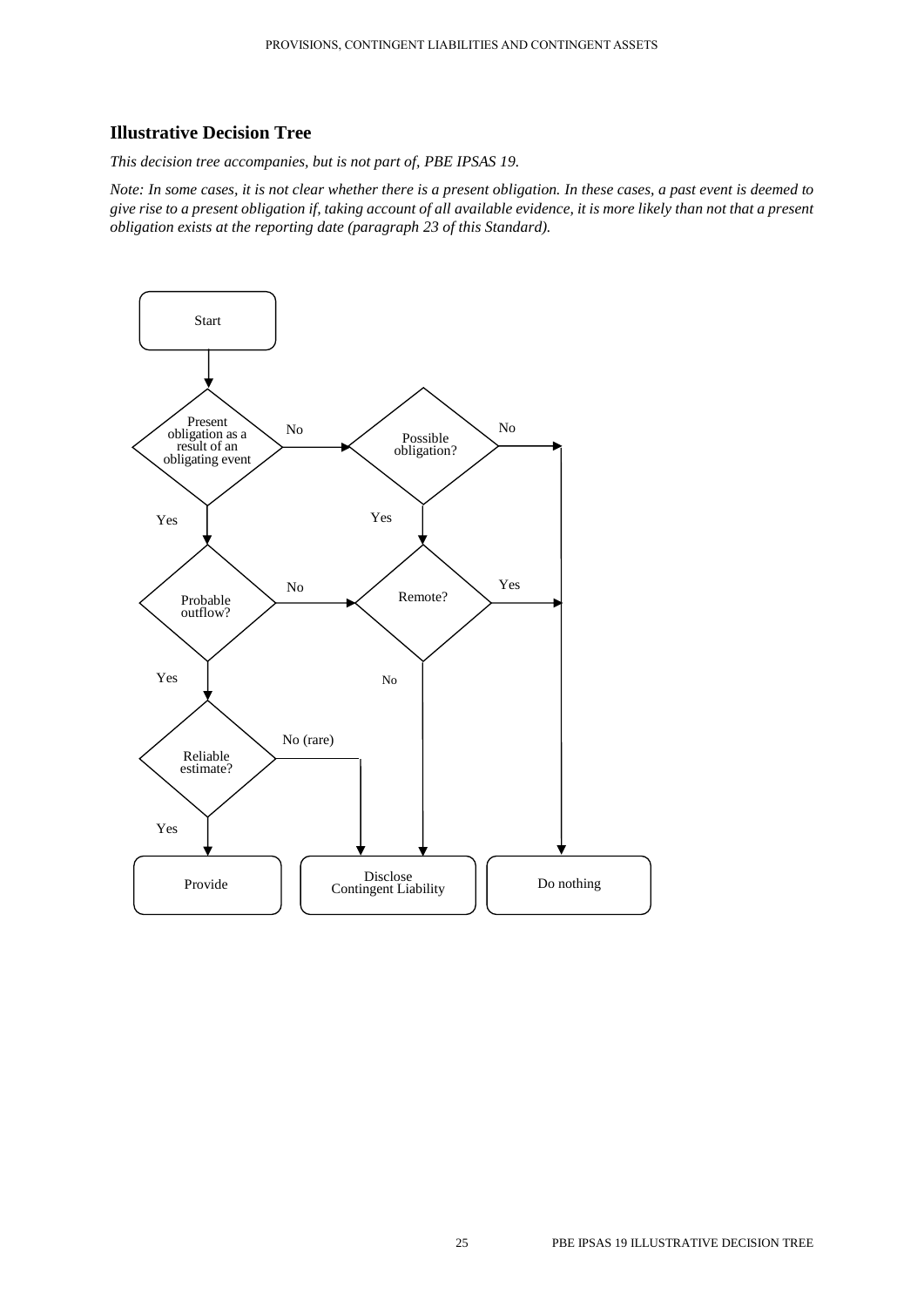## Illustrative Decision Tree

*This decision tree accompanies, but is not part of, PBE IPSAS 19.*

*Note: In some cases, it is not clear whether there is a present obligation. In these cases, a past event is deemed to give rise to a present obligation if, taking account of all available evidence, it is more likely than not that a present obligation exists at the reporting date (paragraph 23 of this Standard).*

Start

Present obligation as a result of an obligating event

No

Possible obligation?

No

Yes

Yes

Probable outflow?

No

Remote?

Yes

Yes

No

Reliable estimate?

No (rare)

Yes

Provide

Disclose Contingent Liability

Do nothing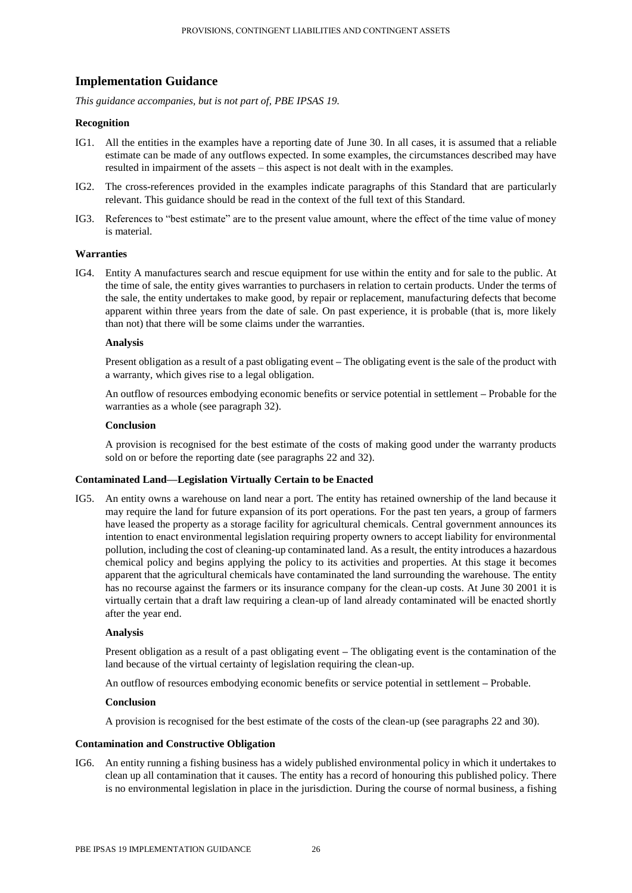## Implementation Guidance

*This guidance accompanies, but is not part of, PBE IPSAS 19.*

### Recognition

IG1. All the entities in the examples have a reporting date of June 30. In all cases, it is assumed that a reliable estimate can be made of any outflows expected. In some examples, the circumstances described may have resulted in impairment of the assets – this aspect is not dealt with in the examples.

IG2. The cross-references provided in the examples indicate paragraphs of this Standard that are particularly relevant. This guidance should be read in the context of the full text of this Standard.

IG3. References to "best estimate" are to the present value amount, where the effect of the time value of money is material.

### Warranties

IG4. Entity A manufactures search and rescue equipment for use within the entity and for sale to the public. At the time of sale, the entity gives warranties to purchasers in relation to certain products. Under the terms of the sale, the entity undertakes to make good, by repair or replacement, manufacturing defects that become apparent within three years from the date of sale. On past experience, it is probable (that is, more likely than not) that there will be some claims under the warranties.

**Analysis**

Present obligation as a result of a past obligating event – The obligating event is the sale of the product with a warranty, which gives rise to a legal obligation.

An outflow of resources embodying economic benefits or service potential in settlement – Probable for the warranties as a whole (see paragraph 32).

**Conclusion**

A provision is recognised for the best estimate of the costs of making good under the warranty products sold on or before the reporting date (see paragraphs 22 and 32).

### Contaminated Land—Legislation Virtually Certain to be Enacted

IG5. An entity owns a warehouse on land near a port. The entity has retained ownership of the land because it may require the land for future expansion of its port operations. For the past ten years, a group of farmers have leased the property as a storage facility for agricultural chemicals. Central government announces its intention to enact environmental legislation requiring property owners to accept liability for environmental pollution, including the cost of cleaning-up contaminated land. As a result, the entity introduces a hazardous chemical policy and begins applying the policy to its activities and properties. At this stage it becomes apparent that the agricultural chemicals have contaminated the land surrounding the warehouse. The entity has no recourse against the farmers or its insurance company for the clean-up costs. At June 30 2001 it is virtually certain that a draft law requiring a clean-up of land already contaminated will be enacted shortly after the year end.

**Analysis**

Present obligation as a result of a past obligating event – The obligating event is the contamination of the land because of the virtual certainty of legislation requiring the clean-up.

An outflow of resources embodying economic benefits or service potential in settlement – Probable.

**Conclusion**

A provision is recognised for the best estimate of the costs of the clean-up (see paragraphs 22 and 30).

### Contamination and Constructive Obligation

IG6. An entity running a fishing business has a widely published environmental policy in which it undertakes to clean up all contamination that it causes. The entity has a record of honouring this published policy. There is no environmental legislation in place in the jurisdiction. During the course of normal business, a fishing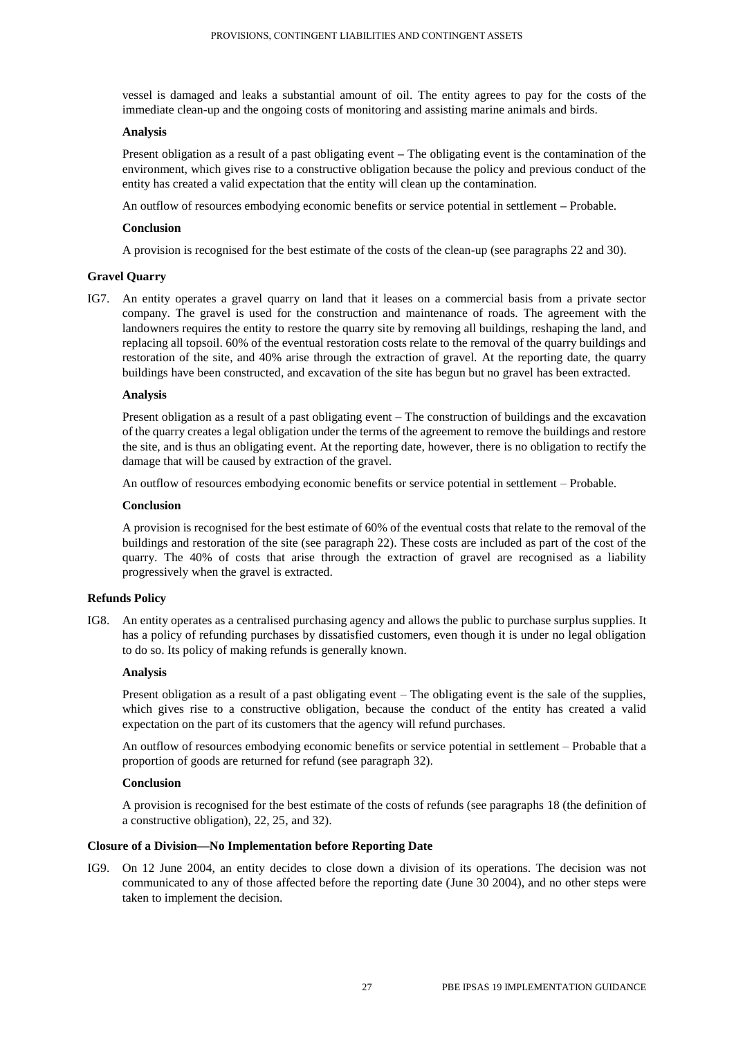vessel is damaged and leaks a substantial amount of oil. The entity agrees to pay for the costs of the immediate clean-up and the ongoing costs of monitoring and assisting marine animals and birds.

**Analysis**

Present obligation as a result of a past obligating event **–** The obligating event is the contamination of the environment, which gives rise to a constructive obligation because the policy and previous conduct of the entity has created a valid expectation that the entity will clean up the contamination.

An outflow of resources embodying economic benefits or service potential in settlement **–** Probable.

**Conclusion**

A provision is recognised for the best estimate of the costs of the clean-up (see paragraphs 22 and 30).

**Gravel Quarry**

IG7. An entity operates a gravel quarry on land that it leases on a commercial basis from a private sector company. The gravel is used for the construction and maintenance of roads. The agreement with the landowners requires the entity to restore the quarry site by removing all buildings, reshaping the land, and replacing all topsoil. 60% of the eventual restoration costs relate to the removal of the quarry buildings and restoration of the site, and 40% arise through the extraction of gravel. At the reporting date, the quarry buildings have been constructed, and excavation of the site has begun but no gravel has been extracted.

**Analysis**

Present obligation as a result of a past obligating event – The construction of buildings and the excavation of the quarry creates a legal obligation under the terms of the agreement to remove the buildings and restore the site, and is thus an obligating event. At the reporting date, however, there is no obligation to rectify the damage that will be caused by extraction of the gravel.

An outflow of resources embodying economic benefits or service potential in settlement – Probable.

**Conclusion**

A provision is recognised for the best estimate of 60% of the eventual costs that relate to the removal of the buildings and restoration of the site (see paragraph 22). These costs are included as part of the cost of the quarry. The 40% of costs that arise through the extraction of gravel are recognised as a liability progressively when the gravel is extracted.

**Refunds Policy**

IG8. An entity operates as a centralised purchasing agency and allows the public to purchase surplus supplies. It has a policy of refunding purchases by dissatisfied customers, even though it is under no legal obligation to do so. Its policy of making refunds is generally known.

**Analysis**

Present obligation as a result of a past obligating event – The obligating event is the sale of the supplies, which gives rise to a constructive obligation, because the conduct of the entity has created a valid expectation on the part of its customers that the agency will refund purchases.

An outflow of resources embodying economic benefits or service potential in settlement – Probable that a proportion of goods are returned for refund (see paragraph 32).

**Conclusion**

A provision is recognised for the best estimate of the costs of refunds (see paragraphs 18 (the definition of a constructive obligation), 22, 25, and 32).

**Closure of a Division—No Implementation before Reporting Date**

IG9. On 12 June 2004, an entity decides to close down a division of its operations. The decision was not communicated to any of those affected before the reporting date (June 30 2004), and no other steps were taken to implement the decision.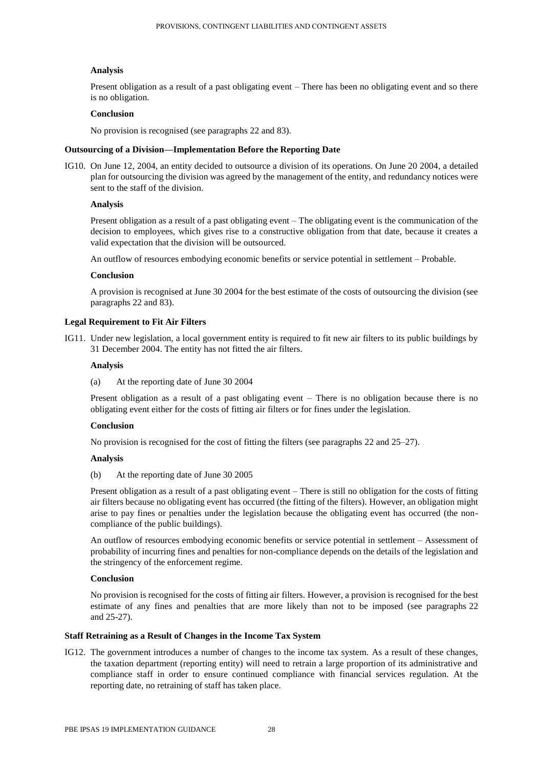**Analysis**

Present obligation as a result of a past obligating event – There has been no obligating event and so there is no obligation.

**Conclusion**

No provision is recognised (see paragraphs 22 and 83).

**Outsourcing of a Division—Implementation Before the Reporting Date**

IG10. On June 12, 2004, an entity decided to outsource a division of its operations. On June 20 2004, a detailed plan for outsourcing the division was agreed by the management of the entity, and redundancy notices were sent to the staff of the division.

**Analysis**

Present obligation as a result of a past obligating event – The obligating event is the communication of the decision to employees, which gives rise to a constructive obligation from that date, because it creates a valid expectation that the division will be outsourced.

An outflow of resources embodying economic benefits or service potential in settlement – Probable.

**Conclusion**

A provision is recognised at June 30 2004 for the best estimate of the costs of outsourcing the division (see paragraphs 22 and 83).

**Legal Requirement to Fit Air Filters**

IG11. Under new legislation, a local government entity is required to fit new air filters to its public buildings by 31 December 2004. The entity has not fitted the air filters.

**Analysis**

(a) At the reporting date of June 30 2004

Present obligation as a result of a past obligating event – There is no obligation because there is no obligating event either for the costs of fitting air filters or for fines under the legislation.

**Conclusion**

No provision is recognised for the cost of fitting the filters (see paragraphs 22 and 25–27).

**Analysis**

(b) At the reporting date of June 30 2005

Present obligation as a result of a past obligating event – There is still no obligation for the costs of fitting air filters because no obligating event has occurred (the fitting of the filters). However, an obligation might arise to pay fines or penalties under the legislation because the obligating event has occurred (the non-compliance of the public buildings).

An outflow of resources embodying economic benefits or service potential in settlement – Assessment of probability of incurring fines and penalties for non-compliance depends on the details of the legislation and the stringency of the enforcement regime.

**Conclusion**

No provision is recognised for the costs of fitting air filters. However, a provision is recognised for the best estimate of any fines and penalties that are more likely than not to be imposed (see paragraphs 22 and 25-27).

**Staff Retraining as a Result of Changes in the Income Tax System**

IG12. The government introduces a number of changes to the income tax system. As a result of these changes, the taxation department (reporting entity) will need to retrain a large proportion of its administrative and compliance staff in order to ensure continued compliance with financial services regulation. At the reporting date, no retraining of staff has taken place.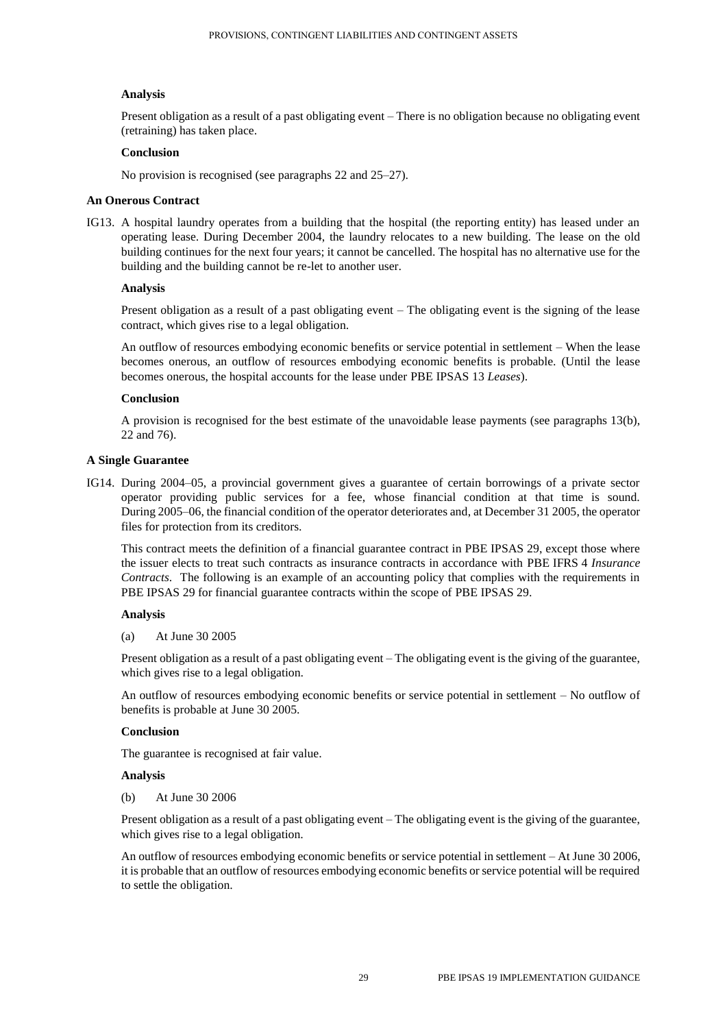**Analysis**

Present obligation as a result of a past obligating event – There is no obligation because no obligating event (retraining) has taken place.

**Conclusion**

No provision is recognised (see paragraphs 22 and 25–27).

**An Onerous Contract**

IG13. A hospital laundry operates from a building that the hospital (the reporting entity) has leased under an operating lease. During December 2004, the laundry relocates to a new building. The lease on the old building continues for the next four years; it cannot be cancelled. The hospital has no alternative use for the building and the building cannot be re-let to another user.

**Analysis**

Present obligation as a result of a past obligating event – The obligating event is the signing of the lease contract, which gives rise to a legal obligation.

An outflow of resources embodying economic benefits or service potential in settlement – When the lease becomes onerous, an outflow of resources embodying economic benefits is probable. (Until the lease becomes onerous, the hospital accounts for the lease under PBE IPSAS 13 *Leases*).

**Conclusion**

A provision is recognised for the best estimate of the unavoidable lease payments (see paragraphs 13(b), 22 and 76).

**A Single Guarantee**

IG14. During 2004–05, a provincial government gives a guarantee of certain borrowings of a private sector operator providing public services for a fee, whose financial condition at that time is sound. During 2005–06, the financial condition of the operator deteriorates and, at December 31 2005, the operator files for protection from its creditors.

This contract meets the definition of a financial guarantee contract in PBE IPSAS 29, except those where the issuer elects to treat such contracts as insurance contracts in accordance with PBE IFRS 4 *Insurance Contracts*. The following is an example of an accounting policy that complies with the requirements in PBE IPSAS 29 for financial guarantee contracts within the scope of PBE IPSAS 29.

**Analysis**

(a) At June 30 2005

Present obligation as a result of a past obligating event – The obligating event is the giving of the guarantee, which gives rise to a legal obligation.

An outflow of resources embodying economic benefits or service potential in settlement – No outflow of benefits is probable at June 30 2005.

**Conclusion**

The guarantee is recognised at fair value.

**Analysis**

(b) At June 30 2006

Present obligation as a result of a past obligating event – The obligating event is the giving of the guarantee, which gives rise to a legal obligation.

An outflow of resources embodying economic benefits or service potential in settlement – At June 30 2006, it is probable that an outflow of resources embodying economic benefits or service potential will be required to settle the obligation.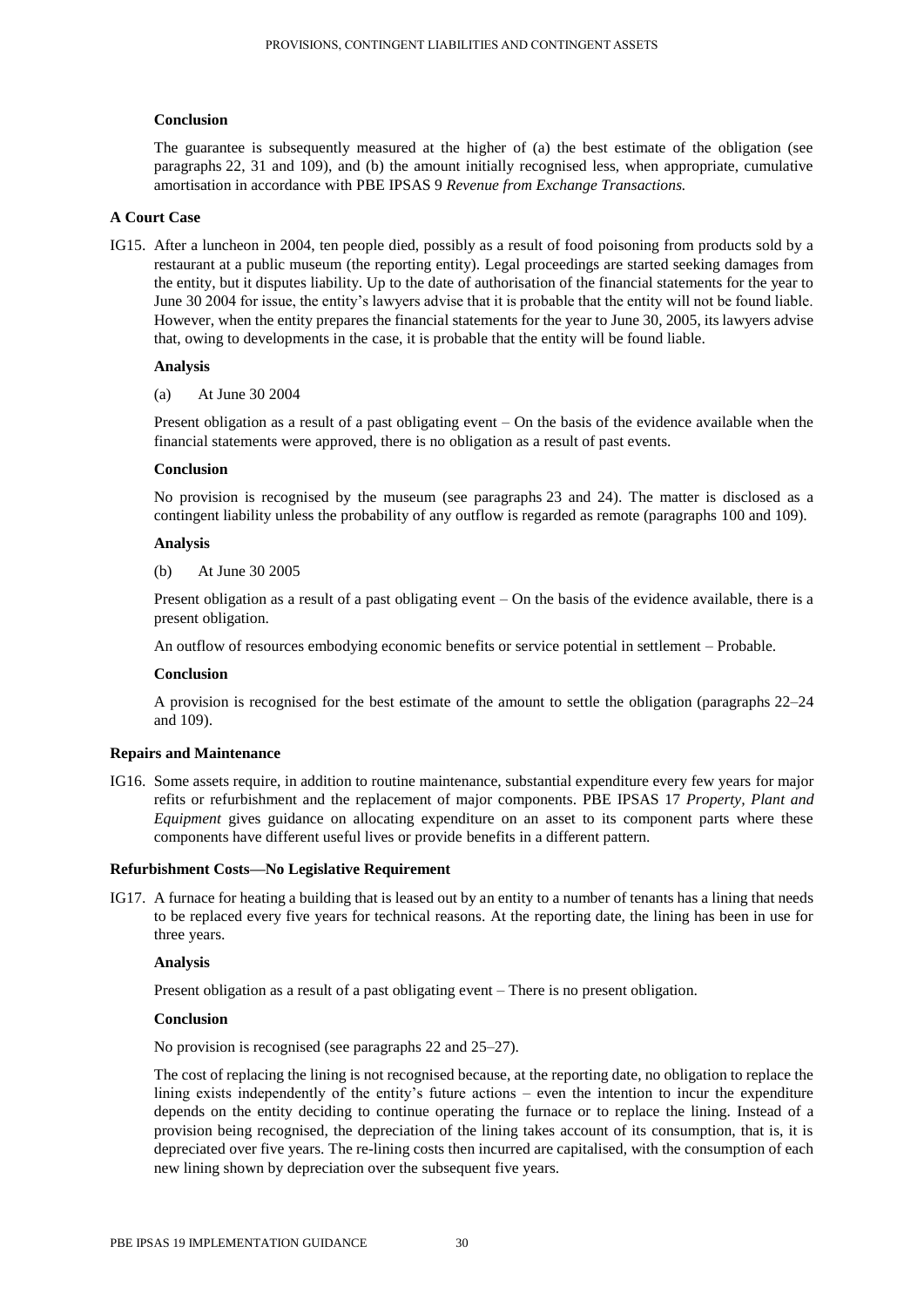**Conclusion**

The guarantee is subsequently measured at the higher of (a) the best estimate of the obligation (see paragraphs 22, 31 and 109), and (b) the amount initially recognised less, when appropriate, cumulative amortisation in accordance with PBE IPSAS 9 *Revenue from Exchange Transactions.*

**A Court Case**

IG15. After a luncheon in 2004, ten people died, possibly as a result of food poisoning from products sold by a restaurant at a public museum (the reporting entity). Legal proceedings are started seeking damages from the entity, but it disputes liability. Up to the date of authorisation of the financial statements for the year to June 30 2004 for issue, the entity's lawyers advise that it is probable that the entity will not be found liable. However, when the entity prepares the financial statements for the year to June 30, 2005, its lawyers advise that, owing to developments in the case, it is probable that the entity will be found liable.

**Analysis**

(a) At June 30 2004

Present obligation as a result of a past obligating event – On the basis of the evidence available when the financial statements were approved, there is no obligation as a result of past events.

**Conclusion**

No provision is recognised by the museum (see paragraphs 23 and 24). The matter is disclosed as a contingent liability unless the probability of any outflow is regarded as remote (paragraphs 100 and 109).

**Analysis**

(b) At June 30 2005

Present obligation as a result of a past obligating event – On the basis of the evidence available, there is a present obligation.

An outflow of resources embodying economic benefits or service potential in settlement – Probable.

**Conclusion**

A provision is recognised for the best estimate of the amount to settle the obligation (paragraphs 22–24 and 109).

**Repairs and Maintenance**

IG16. Some assets require, in addition to routine maintenance, substantial expenditure every few years for major refits or refurbishment and the replacement of major components. PBE IPSAS 17 *Property, Plant and Equipment* gives guidance on allocating expenditure on an asset to its component parts where these components have different useful lives or provide benefits in a different pattern.

**Refurbishment Costs—No Legislative Requirement**

IG17. A furnace for heating a building that is leased out by an entity to a number of tenants has a lining that needs to be replaced every five years for technical reasons. At the reporting date, the lining has been in use for three years.

**Analysis**

Present obligation as a result of a past obligating event – There is no present obligation.

**Conclusion**

No provision is recognised (see paragraphs 22 and 25–27).

The cost of replacing the lining is not recognised because, at the reporting date, no obligation to replace the lining exists independently of the entity's future actions – even the intention to incur the expenditure depends on the entity deciding to continue operating the furnace or to replace the lining. Instead of a provision being recognised, the depreciation of the lining takes account of its consumption, that is, it is depreciated over five years. The re-lining costs then incurred are capitalised, with the consumption of each new lining shown by depreciation over the subsequent five years.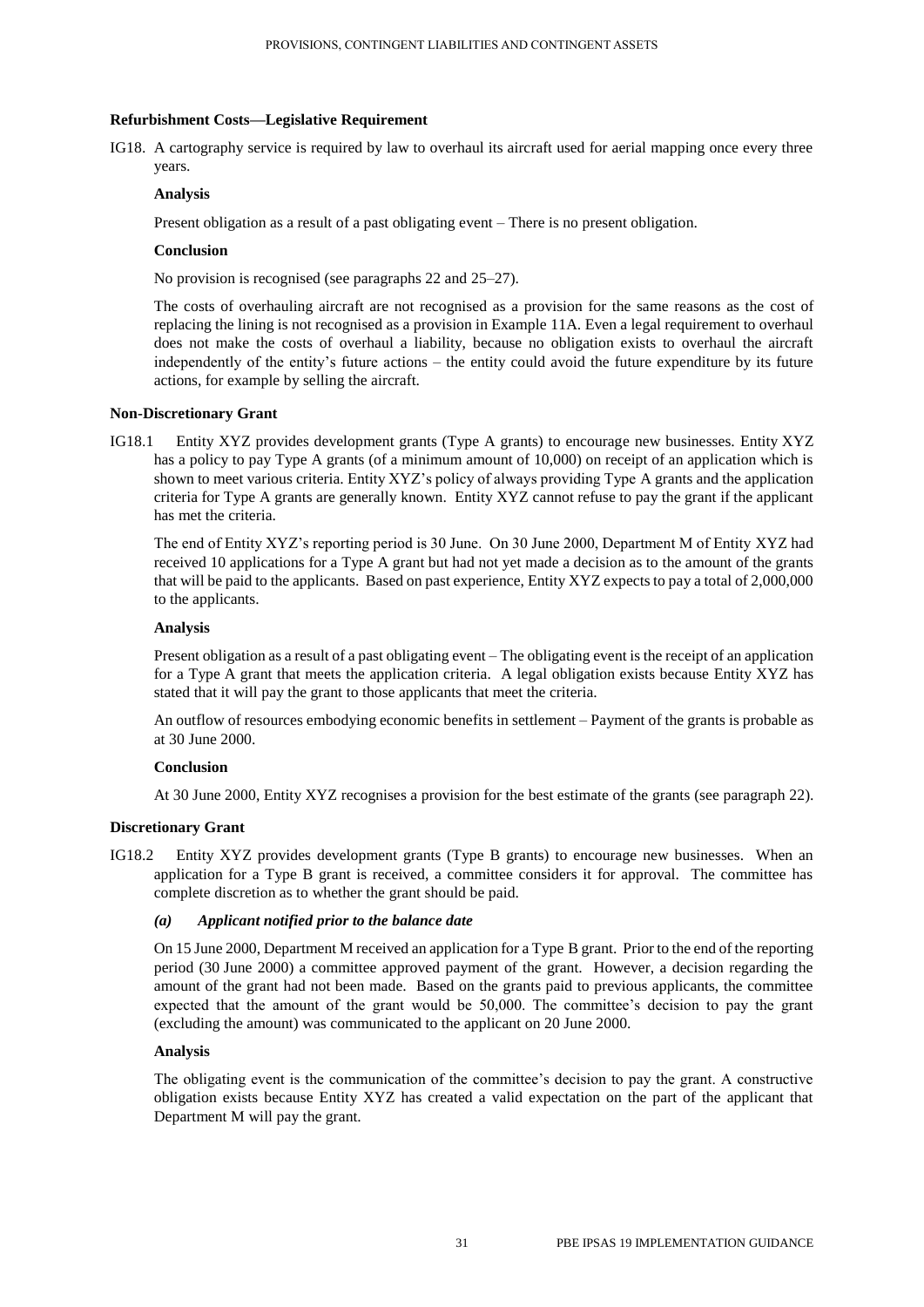### Refurbishment Costs—Legislative Requirement

IG18. A cartography service is required by law to overhaul its aircraft used for aerial mapping once every three years.

**Analysis**

Present obligation as a result of a past obligating event – There is no present obligation.

**Conclusion**

No provision is recognised (see paragraphs 22 and 25–27).

The costs of overhauling aircraft are not recognised as a provision for the same reasons as the cost of replacing the lining is not recognised as a provision in Example 11A. Even a legal requirement to overhaul does not make the costs of overhaul a liability, because no obligation exists to overhaul the aircraft independently of the entity's future actions – the entity could avoid the future expenditure by its future actions, for example by selling the aircraft.

### Non-Discretionary Grant

IG18.1 Entity XYZ provides development grants (Type A grants) to encourage new businesses. Entity XYZ has a policy to pay Type A grants (of a minimum amount of 10,000) on receipt of an application which is shown to meet various criteria. Entity XYZ's policy of always providing Type A grants and the application criteria for Type A grants are generally known. Entity XYZ cannot refuse to pay the grant if the applicant has met the criteria.

The end of Entity XYZ's reporting period is 30 June. On 30 June 2000, Department M of Entity XYZ had received 10 applications for a Type A grant but had not yet made a decision as to the amount of the grants that will be paid to the applicants. Based on past experience, Entity XYZ expects to pay a total of 2,000,000 to the applicants.

**Analysis**

Present obligation as a result of a past obligating event – The obligating event is the receipt of an application for a Type A grant that meets the application criteria. A legal obligation exists because Entity XYZ has stated that it will pay the grant to those applicants that meet the criteria.

An outflow of resources embodying economic benefits in settlement – Payment of the grants is probable as at 30 June 2000.

**Conclusion**

At 30 June 2000, Entity XYZ recognises a provision for the best estimate of the grants (see paragraph 22).

### Discretionary Grant

IG18.2 Entity XYZ provides development grants (Type B grants) to encourage new businesses. When an application for a Type B grant is received, a committee considers it for approval. The committee has complete discretion as to whether the grant should be paid.

***(a) Applicant notified prior to the balance date***

On 15 June 2000, Department M received an application for a Type B grant. Prior to the end of the reporting period (30 June 2000) a committee approved payment of the grant. However, a decision regarding the amount of the grant had not been made. Based on the grants paid to previous applicants, the committee expected that the amount of the grant would be 50,000. The committee's decision to pay the grant (excluding the amount) was communicated to the applicant on 20 June 2000.

**Analysis**

The obligating event is the communication of the committee's decision to pay the grant. A constructive obligation exists because Entity XYZ has created a valid expectation on the part of the applicant that Department M will pay the grant.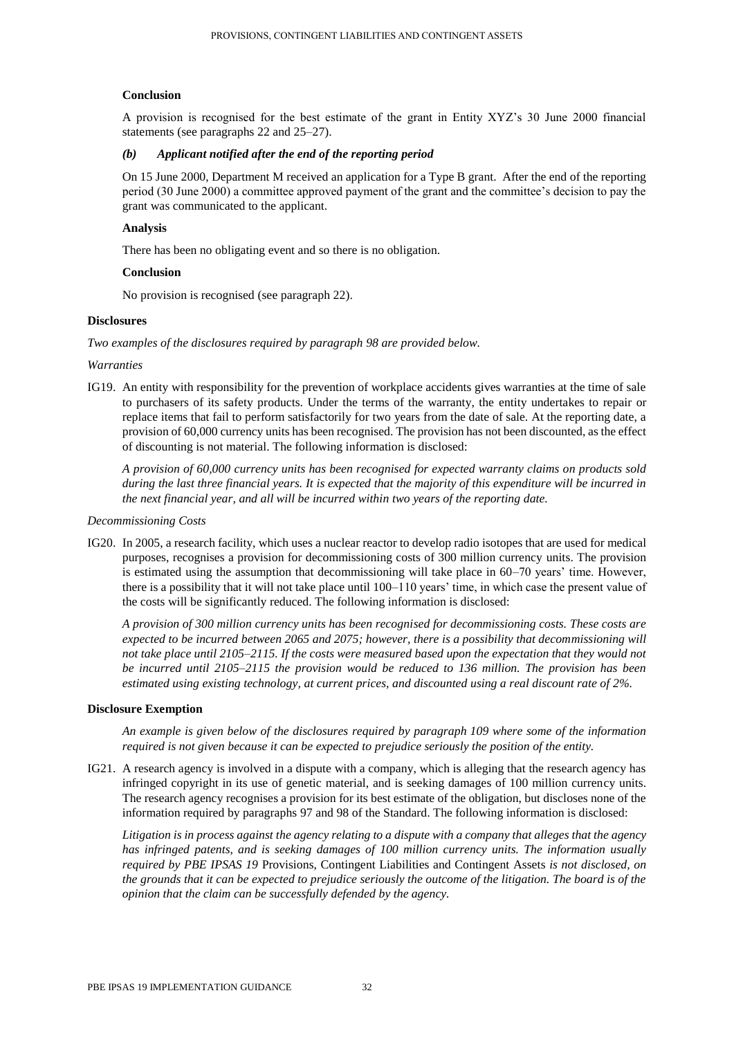**Conclusion**

A provision is recognised for the best estimate of the grant in Entity XYZ's 30 June 2000 financial statements (see paragraphs 22 and 25–27).

***(b) Applicant notified after the end of the reporting period***

On 15 June 2000, Department M received an application for a Type B grant. After the end of the reporting period (30 June 2000) a committee approved payment of the grant and the committee's decision to pay the grant was communicated to the applicant.

**Analysis**

There has been no obligating event and so there is no obligation.

**Conclusion**

No provision is recognised (see paragraph 22).

**Disclosures**

*Two examples of the disclosures required by paragraph 98 are provided below.*

*Warranties*

IG19. An entity with responsibility for the prevention of workplace accidents gives warranties at the time of sale to purchasers of its safety products. Under the terms of the warranty, the entity undertakes to repair or replace items that fail to perform satisfactorily for two years from the date of sale. At the reporting date, a provision of 60,000 currency units has been recognised. The provision has not been discounted, as the effect of discounting is not material. The following information is disclosed:

*A provision of 60,000 currency units has been recognised for expected warranty claims on products sold during the last three financial years. It is expected that the majority of this expenditure will be incurred in the next financial year, and all will be incurred within two years of the reporting date.*

*Decommissioning Costs*

IG20. In 2005, a research facility, which uses a nuclear reactor to develop radio isotopes that are used for medical purposes, recognises a provision for decommissioning costs of 300 million currency units. The provision is estimated using the assumption that decommissioning will take place in 60–70 years' time. However, there is a possibility that it will not take place until 100–110 years' time, in which case the present value of the costs will be significantly reduced. The following information is disclosed:

*A provision of 300 million currency units has been recognised for decommissioning costs. These costs are expected to be incurred between 2065 and 2075; however, there is a possibility that decommissioning will not take place until 2105–2115. If the costs were measured based upon the expectation that they would not be incurred until 2105–2115 the provision would be reduced to 136 million. The provision has been estimated using existing technology, at current prices, and discounted using a real discount rate of 2%.*

**Disclosure Exemption**

*An example is given below of the disclosures required by paragraph 109 where some of the information required is not given because it can be expected to prejudice seriously the position of the entity.*

IG21. A research agency is involved in a dispute with a company, which is alleging that the research agency has infringed copyright in its use of genetic material, and is seeking damages of 100 million currency units. The research agency recognises a provision for its best estimate of the obligation, but discloses none of the information required by paragraphs 97 and 98 of the Standard. The following information is disclosed:

*Litigation is in process against the agency relating to a dispute with a company that alleges that the agency has infringed patents, and is seeking damages of 100 million currency units. The information usually required by PBE IPSAS 19* Provisions, Contingent Liabilities and Contingent Assets *is not disclosed, on the grounds that it can be expected to prejudice seriously the outcome of the litigation. The board is of the opinion that the claim can be successfully defended by the agency.*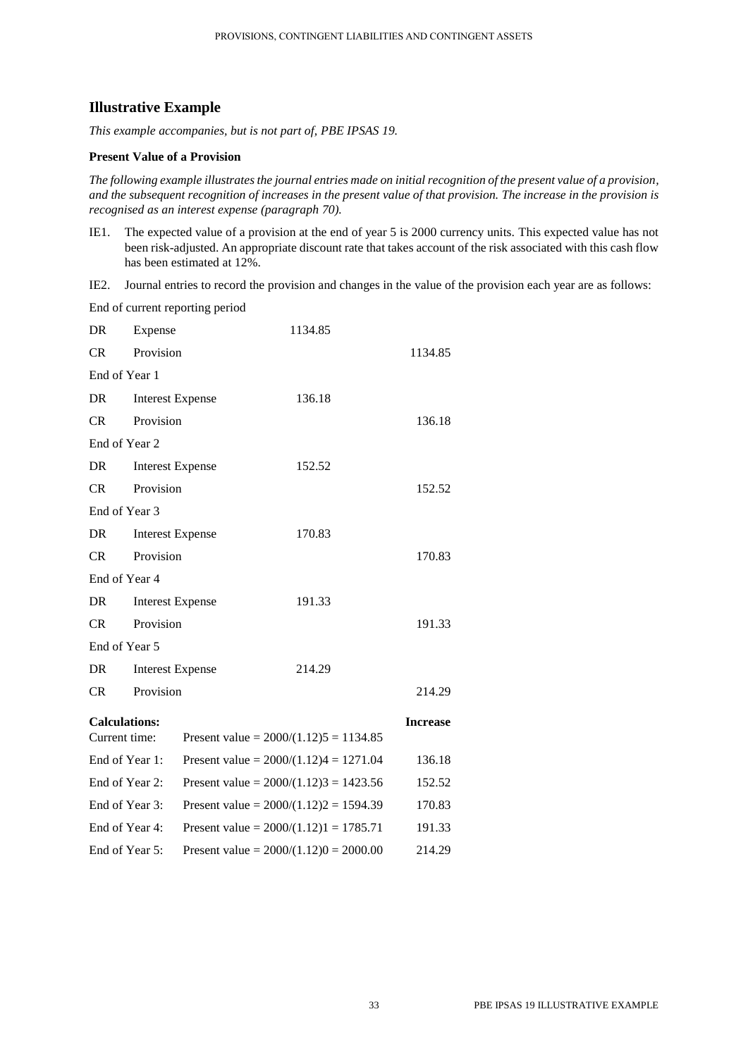## Illustrative Example

*This example accompanies, but is not part of, PBE IPSAS 19.*

### Present Value of a Provision

*The following example illustrates the journal entries made on initial recognition of the present value of a provision, and the subsequent recognition of increases in the present value of that provision. The increase in the provision is recognised as an interest expense (paragraph 70).*

IE1. The expected value of a provision at the end of year 5 is 2000 currency units. This expected value has not been risk-adjusted. An appropriate discount rate that takes account of the risk associated with this cash flow has been estimated at 12%.

IE2. Journal entries to record the provision and changes in the value of the provision each year are as follows:

| | | | |
|---|---|---|---|
| End of current reporting period | | | |
| DR | Expense | 1134.85 | |
| CR | Provision | | 1134.85 |
| End of Year 1 | | | |
| DR | Interest Expense | 136.18 | |
| CR | Provision | | 136.18 |
| End of Year 2 | | | |
| DR | Interest Expense | 152.52 | |
| CR | Provision | | 152.52 |
| End of Year 3 | | | |
| DR | Interest Expense | 170.83 | |
| CR | Provision | | 170.83 |
| End of Year 4 | | | |
| DR | Interest Expense | 191.33 | |
| CR | Provision | | 191.33 |
| End of Year 5 | | | |
| DR | Interest Expense | 214.29 | |
| CR | Provision | | 214.29 |

| **Calculations:** | | **Increase** |
|---|---|---|
| Current time: | Present value = $2000/(1.12)^5 = 1134.85$ | |
| End of Year 1: | Present value = $2000/(1.12)^4 = 1271.04$ | 136.18 |
| End of Year 2: | Present value = $2000/(1.12)^3 = 1423.56$ | 152.52 |
| End of Year 3: | Present value = $2000/(1.12)^2 = 1594.39$ | 170.83 |
| End of Year 4: | Present value = $2000/(1.12)^1 = 1785.71$ | 191.33 |
| End of Year 5: | Present value = $2000/(1.12)^0 = 2000.00$ | 214.29 |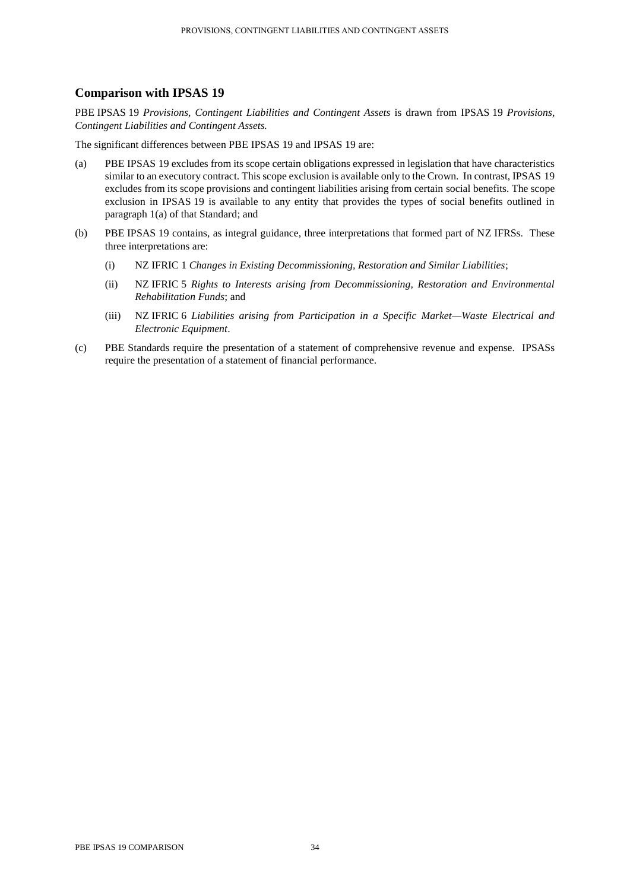## Comparison with IPSAS 19

PBE IPSAS 19 *Provisions, Contingent Liabilities and Contingent Assets* is drawn from IPSAS 19 *Provisions, Contingent Liabilities and Contingent Assets.*

The significant differences between PBE IPSAS 19 and IPSAS 19 are:

(a) PBE IPSAS 19 excludes from its scope certain obligations expressed in legislation that have characteristics similar to an executory contract. This scope exclusion is available only to the Crown. In contrast, IPSAS 19 excludes from its scope provisions and contingent liabilities arising from certain social benefits. The scope exclusion in IPSAS 19 is available to any entity that provides the types of social benefits outlined in paragraph 1(a) of that Standard; and

(b) PBE IPSAS 19 contains, as integral guidance, three interpretations that formed part of NZ IFRSs. These three interpretations are:

  (i) NZ IFRIC 1 *Changes in Existing Decommissioning, Restoration and Similar Liabilities*;

  (ii) NZ IFRIC 5 *Rights to Interests arising from Decommissioning, Restoration and Environmental Rehabilitation Funds*; and

  (iii) NZ IFRIC 6 *Liabilities arising from Participation in a Specific Market—Waste Electrical and Electronic Equipment*.

(c) PBE Standards require the presentation of a statement of comprehensive revenue and expense. IPSASs require the presentation of a statement of financial performance.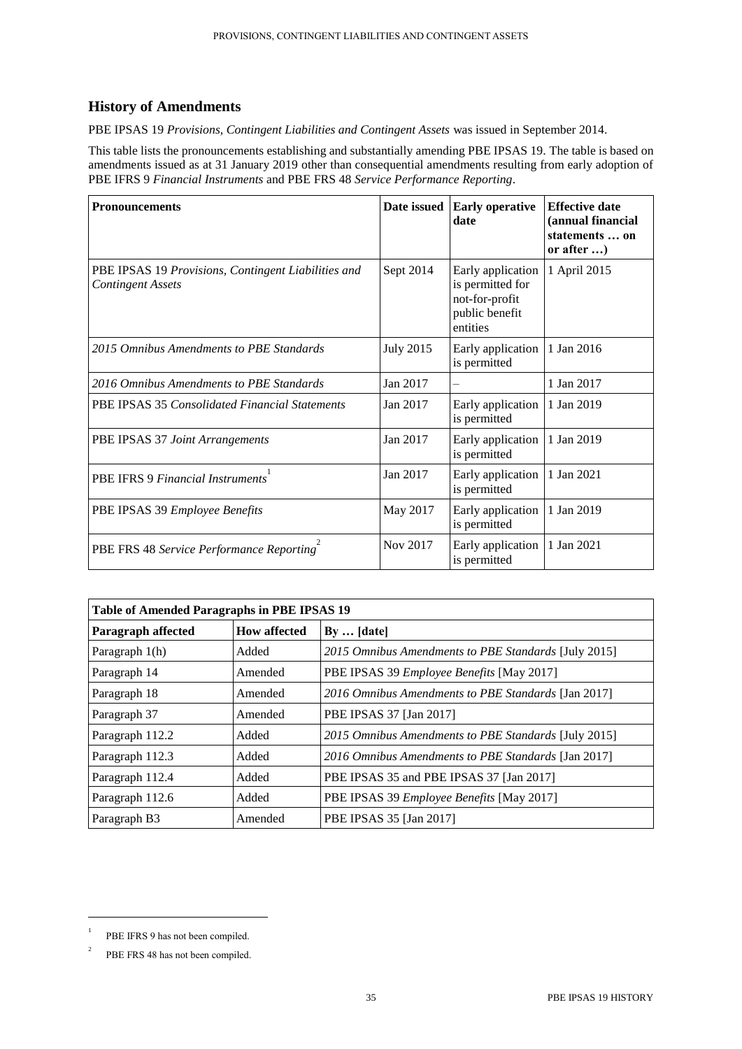## History of Amendments

PBE IPSAS 19 *Provisions, Contingent Liabilities and Contingent Assets* was issued in September 2014.

This table lists the pronouncements establishing and substantially amending PBE IPSAS 19. The table is based on amendments issued as at 31 January 2019 other than consequential amendments resulting from early adoption of PBE IFRS 9 *Financial Instruments* and PBE FRS 48 *Service Performance Reporting*.

| Pronouncements | Date issued | Early operative date | Effective date (annual financial statements … on or after …) |
|---|---|---|---|
| PBE IPSAS 19 *Provisions, Contingent Liabilities and Contingent Assets* | Sept 2014 | Early application is permitted for not-for-profit public benefit entities | 1 April 2015 |
| *2015 Omnibus Amendments to PBE Standards* | July 2015 | Early application is permitted | 1 Jan 2016 |
| *2016 Omnibus Amendments to PBE Standards* | Jan 2017 | – | 1 Jan 2017 |
| PBE IPSAS 35 *Consolidated Financial Statements* | Jan 2017 | Early application is permitted | 1 Jan 2019 |
| PBE IPSAS 37 *Joint Arrangements* | Jan 2017 | Early application is permitted | 1 Jan 2019 |
| PBE IFRS 9 *Financial Instruments*[1] | Jan 2017 | Early application is permitted | 1 Jan 2021 |
| PBE IPSAS 39 *Employee Benefits* | May 2017 | Early application is permitted | 1 Jan 2019 |
| PBE FRS 48 *Service Performance Reporting*[2] | Nov 2017 | Early application is permitted | 1 Jan 2021 |

| Table of Amended Paragraphs in PBE IPSAS 19 | | |
|---|---|---|
| **Paragraph affected** | **How affected** | **By … [date]** |
| Paragraph 1(h) | Added | *2015 Omnibus Amendments to PBE Standards* [July 2015] |
| Paragraph 14 | Amended | PBE IPSAS 39 *Employee Benefits* [May 2017] |
| Paragraph 18 | Amended | *2016 Omnibus Amendments to PBE Standards* [Jan 2017] |
| Paragraph 37 | Amended | PBE IPSAS 37 [Jan 2017] |
| Paragraph 112.2 | Added | *2015 Omnibus Amendments to PBE Standards* [July 2015] |
| Paragraph 112.3 | Added | *2016 Omnibus Amendments to PBE Standards* [Jan 2017] |
| Paragraph 112.4 | Added | PBE IPSAS 35 and PBE IPSAS 37 [Jan 2017] |
| Paragraph 112.6 | Added | PBE IPSAS 39 *Employee Benefits* [May 2017] |
| Paragraph B3 | Amended | PBE IPSAS 35 [Jan 2017] |

[1] PBE IFRS 9 has not been compiled.

[2] PBE FRS 48 has not been compiled.